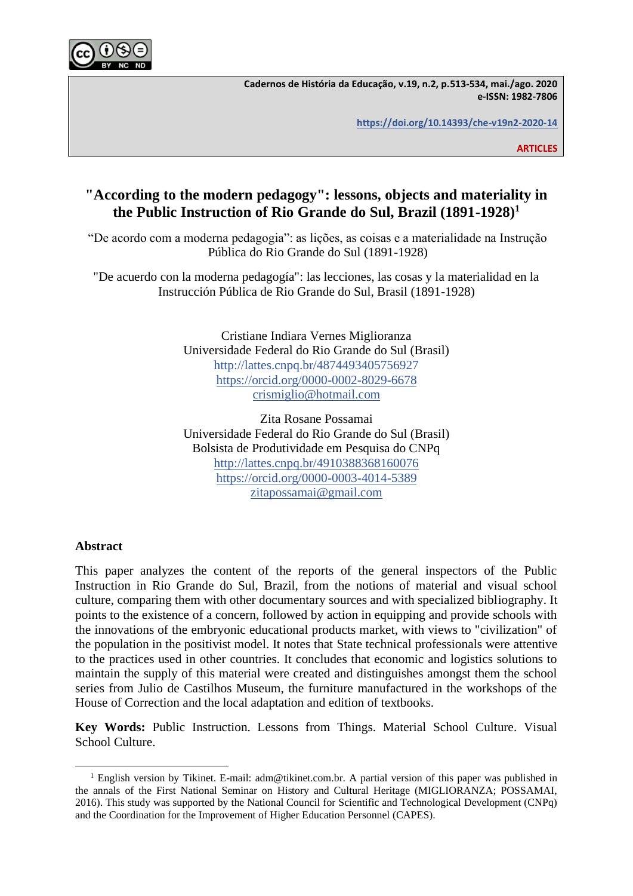ARTICLES

# "According to the modern pedagogy": lessons, objects and materiality in the Public Instruction of Rio Grande do Sul, Brazil (1891-1928)[1]

"De acordo com a moderna pedagogia": as lições, as coisas e a materialidade na Instrução Pública do Rio Grande do Sul (1891-1928)

"De acuerdo con la moderna pedagogía": las lecciones, las cosas y la materialidad en la Instrucción Pública de Rio Grande do Sul, Brasil (1891-1928)

Cristiane Indiara Vernes Miglioranza  
Universidade Federal do Rio Grande do Sul (Brasil)  
http://lattes.cnpq.br/4874493405756927  
https://orcid.org/0000-0002-8029-6678  
crismiglio@hotmail.com

Zita Rosane Possamai  
Universidade Federal do Rio Grande do Sul (Brasil)  
Bolsista de Produtividade em Pesquisa do CNPq  
http://lattes.cnpq.br/4910388368160076  
https://orcid.org/0000-0003-4014-5389  
zitapossamai@gmail.com

## Abstract

This paper analyzes the content of the reports of the general inspectors of the Public Instruction in Rio Grande do Sul, Brazil, from the notions of material and visual school culture, comparing them with other documentary sources and with specialized bibliography. It points to the existence of a concern, followed by action in equipping and provide schools with the innovations of the embryonic educational products market, with views to "civilization" of the population in the positivist model. It notes that State technical professionals were attentive to the practices used in other countries. It concludes that economic and logistics solutions to maintain the supply of this material were created and distinguishes amongst them the school series from Julio de Castilhos Museum, the furniture manufactured in the workshops of the House of Correction and the local adaptation and edition of textbooks.

**Key Words:** Public Instruction. Lessons from Things. Material School Culture. Visual School Culture.

---

[1] English version by Tikinet. E-mail: adm@tikinet.com.br. A partial version of this paper was published in the annals of the First National Seminar on History and Cultural Heritage (MIGLIORANZA; POSSAMAI, 2016). This study was supported by the National Council for Scientific and Technological Development (CNPq) and the Coordination for the Improvement of Higher Education Personnel (CAPES).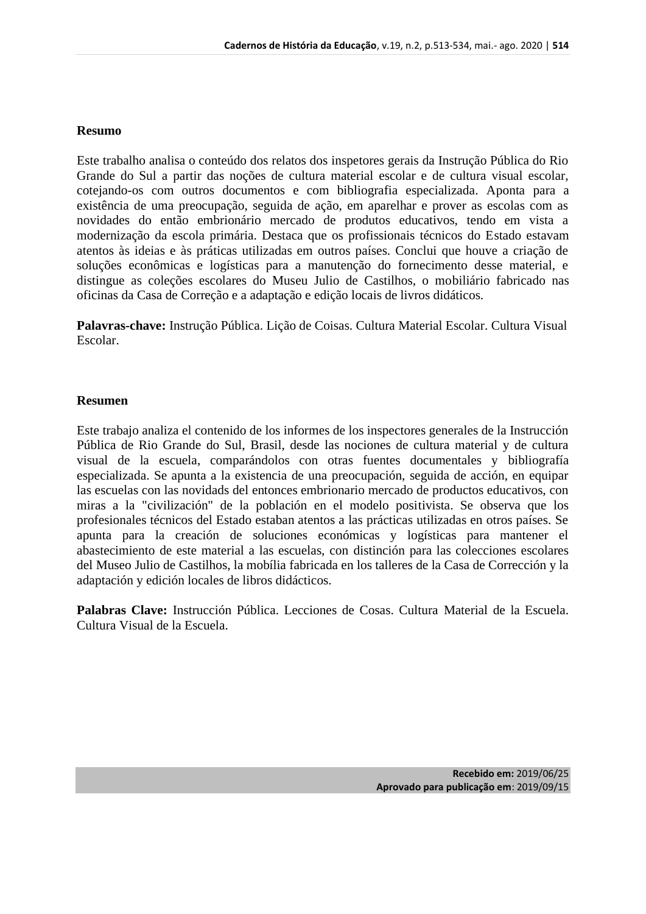**Resumo**

Este trabalho analisa o conteúdo dos relatos dos inspetores gerais da Instrução Pública do Rio Grande do Sul a partir das noções de cultura material escolar e de cultura visual escolar, cotejando-os com outros documentos e com bibliografia especializada. Aponta para a existência de uma preocupação, seguida de ação, em aparelhar e prover as escolas com as novidades do então embrionário mercado de produtos educativos, tendo em vista a modernização da escola primária. Destaca que os profissionais técnicos do Estado estavam atentos às ideias e às práticas utilizadas em outros países. Conclui que houve a criação de soluções econômicas e logísticas para a manutenção do fornecimento desse material, e distingue as coleções escolares do Museu Julio de Castilhos, o mobiliário fabricado nas oficinas da Casa de Correção e a adaptação e edição locais de livros didáticos.

**Palavras-chave:** Instrução Pública. Lição de Coisas. Cultura Material Escolar. Cultura Visual Escolar.

**Resumen**

Este trabajo analiza el contenido de los informes de los inspectores generales de la Instrucción Pública de Rio Grande do Sul, Brasil, desde las nociones de cultura material y de cultura visual de la escuela, comparándolos con otras fuentes documentales y bibliografía especializada. Se apunta a la existencia de una preocupación, seguida de acción, en equipar las escuelas con las novidades del entonces embrionario mercado de productos educativos, con miras a la "civilización" de la población en el modelo positivista. Se observa que los profesionales técnicos del Estado estaban atentos a las prácticas utilizadas en otros países. Se apunta para la creación de soluciones económicas y logísticas para mantener el abastecimiento de este material a las escuelas, con distinción para las colecciones escolares del Museo Julio de Castilhos, la mobília fabricada en los talleres de la Casa de Corrección y la adaptación y edición locales de libros didácticos.

**Palabras Clave:** Instrucción Pública. Lecciones de Cosas. Cultura Material de la Escuela. Cultura Visual de la Escuela.

**Recebido em:** 2019/06/25
**Aprovado para publicação em**: 2019/09/15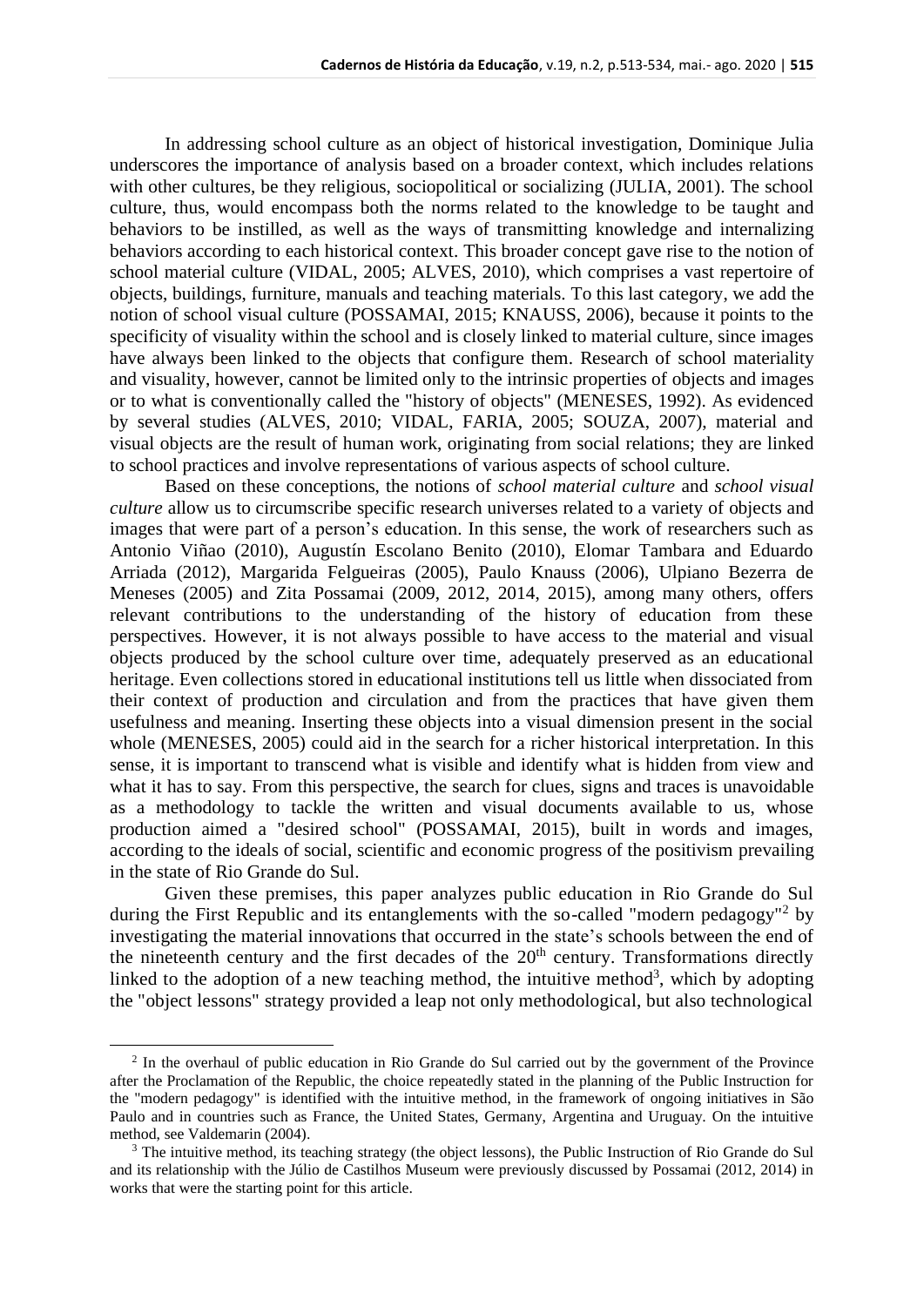In addressing school culture as an object of historical investigation, Dominique Julia underscores the importance of analysis based on a broader context, which includes relations with other cultures, be they religious, sociopolitical or socializing (JULIA, 2001). The school culture, thus, would encompass both the norms related to the knowledge to be taught and behaviors to be instilled, as well as the ways of transmitting knowledge and internalizing behaviors according to each historical context. This broader concept gave rise to the notion of school material culture (VIDAL, 2005; ALVES, 2010), which comprises a vast repertoire of objects, buildings, furniture, manuals and teaching materials. To this last category, we add the notion of school visual culture (POSSAMAI, 2015; KNAUSS, 2006), because it points to the specificity of visuality within the school and is closely linked to material culture, since images have always been linked to the objects that configure them. Research of school materiality and visuality, however, cannot be limited only to the intrinsic properties of objects and images or to what is conventionally called the "history of objects" (MENESES, 1992). As evidenced by several studies (ALVES, 2010; VIDAL, FARIA, 2005; SOUZA, 2007), material and visual objects are the result of human work, originating from social relations; they are linked to school practices and involve representations of various aspects of school culture.

Based on these conceptions, the notions of *school material culture* and *school visual culture* allow us to circumscribe specific research universes related to a variety of objects and images that were part of a person's education. In this sense, the work of researchers such as Antonio Viñao (2010), Augustín Escolano Benito (2010), Elomar Tambara and Eduardo Arriada (2012), Margarida Felgueiras (2005), Paulo Knauss (2006), Ulpiano Bezerra de Meneses (2005) and Zita Possamai (2009, 2012, 2014, 2015), among many others, offers relevant contributions to the understanding of the history of education from these perspectives. However, it is not always possible to have access to the material and visual objects produced by the school culture over time, adequately preserved as an educational heritage. Even collections stored in educational institutions tell us little when dissociated from their context of production and circulation and from the practices that have given them usefulness and meaning. Inserting these objects into a visual dimension present in the social whole (MENESES, 2005) could aid in the search for a richer historical interpretation. In this sense, it is important to transcend what is visible and identify what is hidden from view and what it has to say. From this perspective, the search for clues, signs and traces is unavoidable as a methodology to tackle the written and visual documents available to us, whose production aimed a "desired school" (POSSAMAI, 2015), built in words and images, according to the ideals of social, scientific and economic progress of the positivism prevailing in the state of Rio Grande do Sul.

Given these premises, this paper analyzes public education in Rio Grande do Sul during the First Republic and its entanglements with the so-called "modern pedagogy"[2] by investigating the material innovations that occurred in the state's schools between the end of the nineteenth century and the first decades of the 20th century. Transformations directly linked to the adoption of a new teaching method, the intuitive method[3], which by adopting the "object lessons" strategy provided a leap not only methodological, but also technological

---

[2] In the overhaul of public education in Rio Grande do Sul carried out by the government of the Province after the Proclamation of the Republic, the choice repeatedly stated in the planning of the Public Instruction for the "modern pedagogy" is identified with the intuitive method, in the framework of ongoing initiatives in São Paulo and in countries such as France, the United States, Germany, Argentina and Uruguay. On the intuitive method, see Valdemarin (2004).

[3] The intuitive method, its teaching strategy (the object lessons), the Public Instruction of Rio Grande do Sul and its relationship with the Júlio de Castilhos Museum were previously discussed by Possamai (2012, 2014) in works that were the starting point for this article.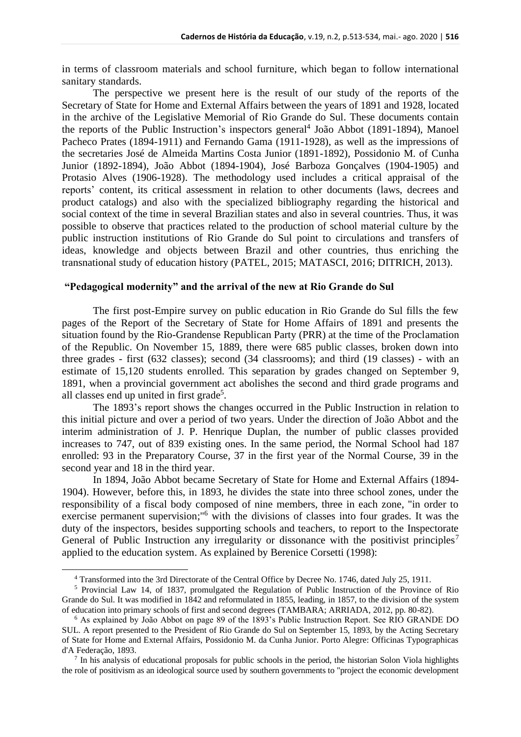in terms of classroom materials and school furniture, which began to follow international sanitary standards.

The perspective we present here is the result of our study of the reports of the Secretary of State for Home and External Affairs between the years of 1891 and 1928, located in the archive of the Legislative Memorial of Rio Grande do Sul. These documents contain the reports of the Public Instruction's inspectors general[4] João Abbot (1891-1894), Manoel Pacheco Prates (1894-1911) and Fernando Gama (1911-1928), as well as the impressions of the secretaries José de Almeida Martins Costa Junior (1891-1892), Possidonio M. of Cunha Junior (1892-1894), João Abbot (1894-1904), José Barboza Gonçalves (1904-1905) and Protasio Alves (1906-1928). The methodology used includes a critical appraisal of the reports' content, its critical assessment in relation to other documents (laws, decrees and product catalogs) and also with the specialized bibliography regarding the historical and social context of the time in several Brazilian states and also in several countries. Thus, it was possible to observe that practices related to the production of school material culture by the public instruction institutions of Rio Grande do Sul point to circulations and transfers of ideas, knowledge and objects between Brazil and other countries, thus enriching the transnational study of education history (PATEL, 2015; MATASCI, 2016; DITRICH, 2013).

## "Pedagogical modernity" and the arrival of the new at Rio Grande do Sul

The first post-Empire survey on public education in Rio Grande do Sul fills the few pages of the Report of the Secretary of State for Home Affairs of 1891 and presents the situation found by the Rio-Grandense Republican Party (PRR) at the time of the Proclamation of the Republic. On November 15, 1889, there were 685 public classes, broken down into three grades - first (632 classes); second (34 classrooms); and third (19 classes) - with an estimate of 15,120 students enrolled. This separation by grades changed on September 9, 1891, when a provincial government act abolishes the second and third grade programs and all classes end up united in first grade[5].

The 1893's report shows the changes occurred in the Public Instruction in relation to this initial picture and over a period of two years. Under the direction of João Abbot and the interim administration of J. P. Henrique Duplan, the number of public classes provided increases to 747, out of 839 existing ones. In the same period, the Normal School had 187 enrolled: 93 in the Preparatory Course, 37 in the first year of the Normal Course, 39 in the second year and 18 in the third year.

In 1894, João Abbot became Secretary of State for Home and External Affairs (1894-1904). However, before this, in 1893, he divides the state into three school zones, under the responsibility of a fiscal body composed of nine members, three in each zone, "in order to exercise permanent supervision;"[6] with the divisions of classes into four grades. It was the duty of the inspectors, besides supporting schools and teachers, to report to the Inspectorate General of Public Instruction any irregularity or dissonance with the positivist principles[7] applied to the education system. As explained by Berenice Corsetti (1998):

---

[4] Transformed into the 3rd Directorate of the Central Office by Decree No. 1746, dated July 25, 1911.

[5] Provincial Law 14, of 1837, promulgated the Regulation of Public Instruction of the Province of Rio Grande do Sul. It was modified in 1842 and reformulated in 1855, leading, in 1857, to the division of the system of education into primary schools of first and second degrees (TAMBARA; ARRIADA, 2012, pp. 80-82).

[6] As explained by João Abbot on page 89 of the 1893's Public Instruction Report. See RIO GRANDE DO SUL. A report presented to the President of Rio Grande do Sul on September 15, 1893, by the Acting Secretary of State for Home and External Affairs, Possidonio M. da Cunha Junior. Porto Alegre: Officinas Typographicas d'A Federação, 1893.

[7] In his analysis of educational proposals for public schools in the period, the historian Solon Viola highlights the role of positivism as an ideological source used by southern governments to "project the economic development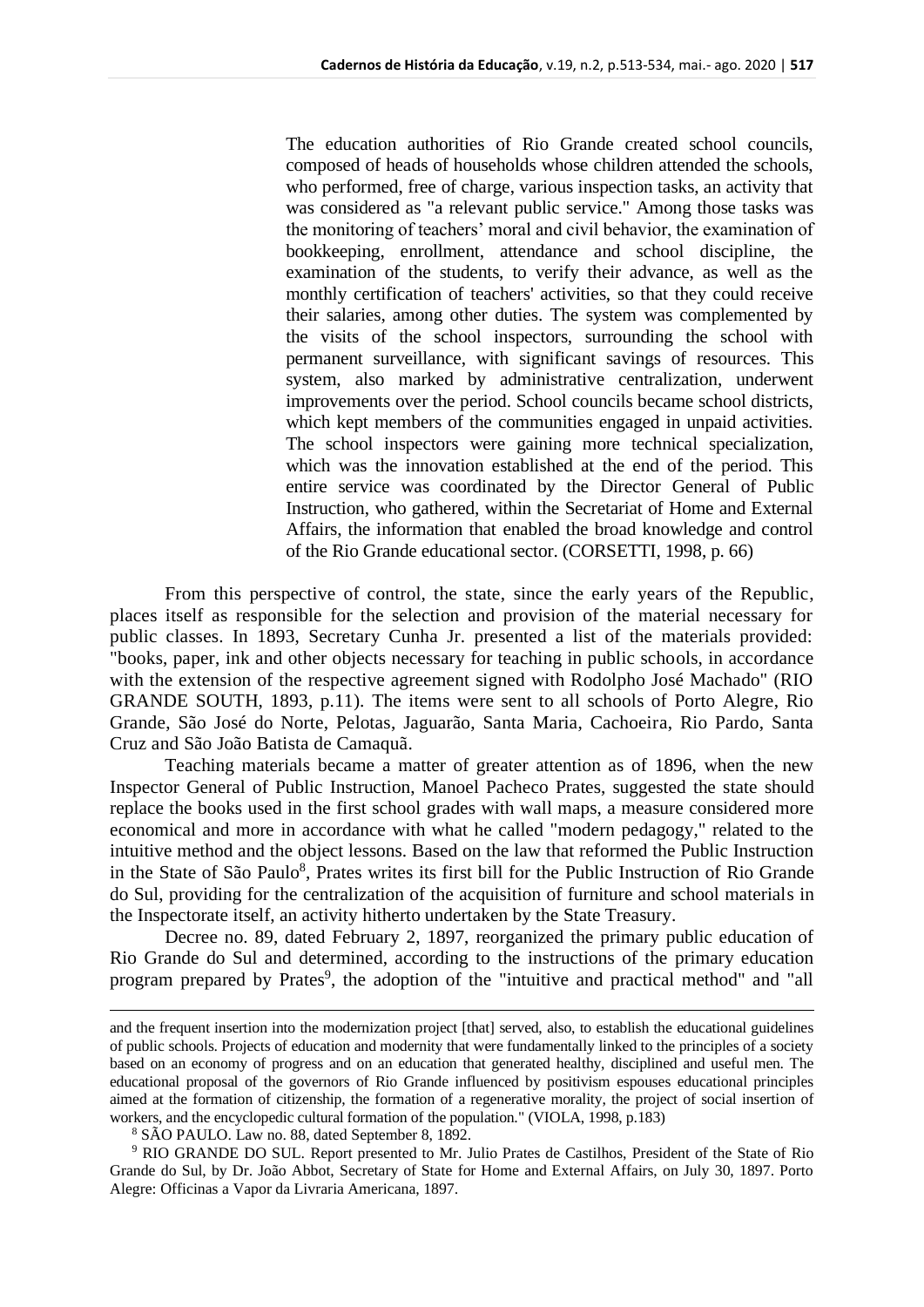> The education authorities of Rio Grande created school councils, composed of heads of households whose children attended the schools, who performed, free of charge, various inspection tasks, an activity that was considered as "a relevant public service." Among those tasks was the monitoring of teachers' moral and civil behavior, the examination of bookkeeping, enrollment, attendance and school discipline, the examination of the students, to verify their advance, as well as the monthly certification of teachers' activities, so that they could receive their salaries, among other duties. The system was complemented by the visits of the school inspectors, surrounding the school with permanent surveillance, with significant savings of resources. This system, also marked by administrative centralization, underwent improvements over the period. School councils became school districts, which kept members of the communities engaged in unpaid activities. The school inspectors were gaining more technical specialization, which was the innovation established at the end of the period. This entire service was coordinated by the Director General of Public Instruction, who gathered, within the Secretariat of Home and External Affairs, the information that enabled the broad knowledge and control of the Rio Grande educational sector. (CORSETTI, 1998, p. 66)

From this perspective of control, the state, since the early years of the Republic, places itself as responsible for the selection and provision of the material necessary for public classes. In 1893, Secretary Cunha Jr. presented a list of the materials provided: "books, paper, ink and other objects necessary for teaching in public schools, in accordance with the extension of the respective agreement signed with Rodolpho José Machado" (RIO GRANDE SOUTH, 1893, p.11). The items were sent to all schools of Porto Alegre, Rio Grande, São José do Norte, Pelotas, Jaguarão, Santa Maria, Cachoeira, Rio Pardo, Santa Cruz and São João Batista de Camaquã.

Teaching materials became a matter of greater attention as of 1896, when the new Inspector General of Public Instruction, Manoel Pacheco Prates, suggested the state should replace the books used in the first school grades with wall maps, a measure considered more economical and more in accordance with what he called "modern pedagogy," related to the intuitive method and the object lessons. Based on the law that reformed the Public Instruction in the State of São Paulo[8], Prates writes its first bill for the Public Instruction of Rio Grande do Sul, providing for the centralization of the acquisition of furniture and school materials in the Inspectorate itself, an activity hitherto undertaken by the State Treasury.

Decree no. 89, dated February 2, 1897, reorganized the primary public education of Rio Grande do Sul and determined, according to the instructions of the primary education program prepared by Prates[9], the adoption of the "intuitive and practical method" and "all

---

and the frequent insertion into the modernization project [that] served, also, to establish the educational guidelines of public schools. Projects of education and modernity that were fundamentally linked to the principles of a society based on an economy of progress and on an education that generated healthy, disciplined and useful men. The educational proposal of the governors of Rio Grande influenced by positivism espouses educational principles aimed at the formation of citizenship, the formation of a regenerative morality, the project of social insertion of workers, and the encyclopedic cultural formation of the population." (VIOLA, 1998, p.183)

[8] SÃO PAULO. Law no. 88, dated September 8, 1892.

[9] RIO GRANDE DO SUL. Report presented to Mr. Julio Prates de Castilhos, President of the State of Rio Grande do Sul, by Dr. João Abbot, Secretary of State for Home and External Affairs, on July 30, 1897. Porto Alegre: Officinas a Vapor da Livraria Americana, 1897.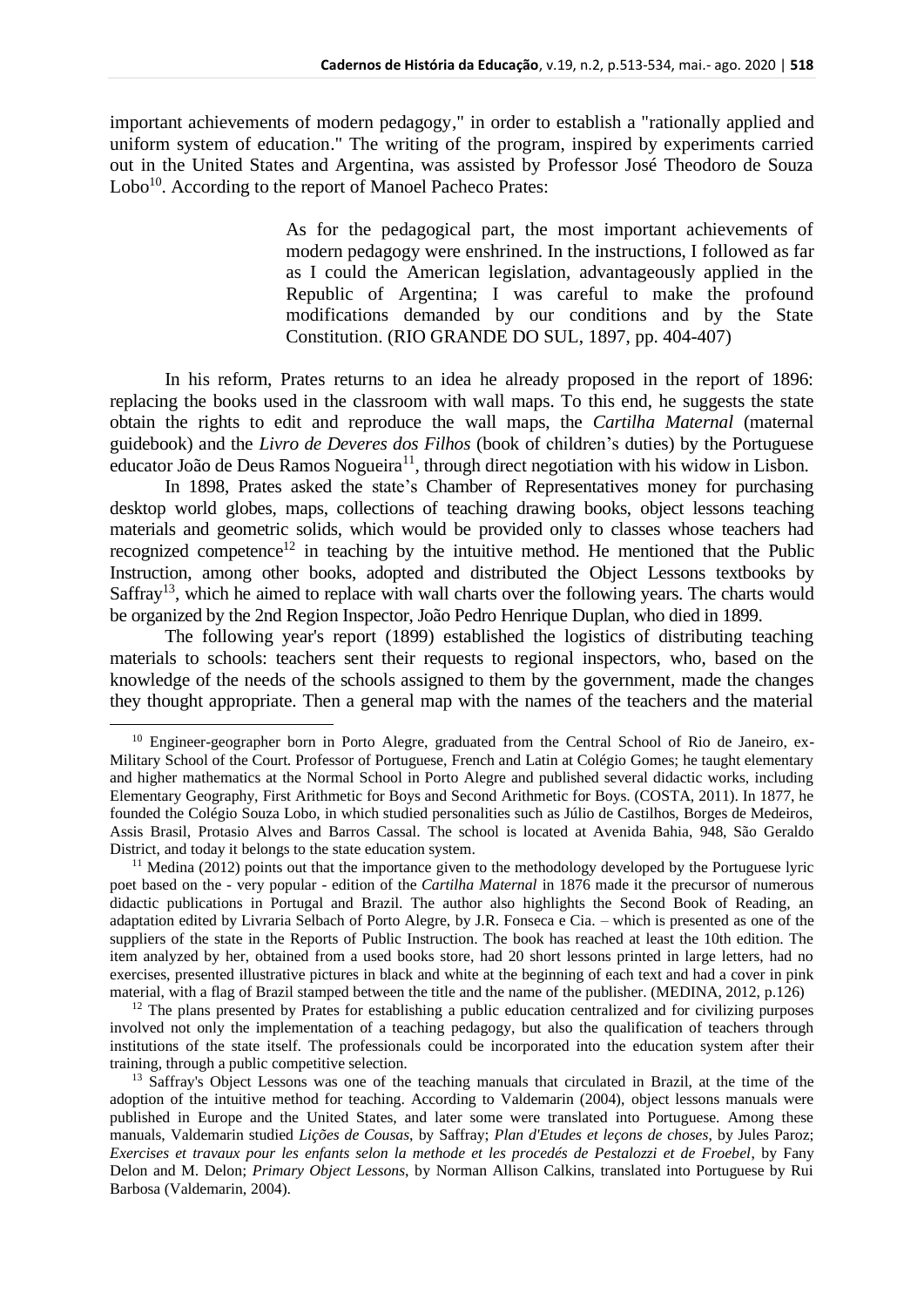important achievements of modern pedagogy," in order to establish a "rationally applied and uniform system of education." The writing of the program, inspired by experiments carried out in the United States and Argentina, was assisted by Professor José Theodoro de Souza Lobo[10]. According to the report of Manoel Pacheco Prates:

> As for the pedagogical part, the most important achievements of modern pedagogy were enshrined. In the instructions, I followed as far as I could the American legislation, advantageously applied in the Republic of Argentina; I was careful to make the profound modifications demanded by our conditions and by the State Constitution. (RIO GRANDE DO SUL, 1897, pp. 404-407)

In his reform, Prates returns to an idea he already proposed in the report of 1896: replacing the books used in the classroom with wall maps. To this end, he suggests the state obtain the rights to edit and reproduce the wall maps, the *Cartilha Maternal* (maternal guidebook) and the *Livro de Deveres dos Filhos* (book of children's duties) by the Portuguese educator João de Deus Ramos Nogueira[11], through direct negotiation with his widow in Lisbon.

In 1898, Prates asked the state's Chamber of Representatives money for purchasing desktop world globes, maps, collections of teaching drawing books, object lessons teaching materials and geometric solids, which would be provided only to classes whose teachers had recognized competence[12] in teaching by the intuitive method. He mentioned that the Public Instruction, among other books, adopted and distributed the Object Lessons textbooks by Saffray[13], which he aimed to replace with wall charts over the following years. The charts would be organized by the 2nd Region Inspector, João Pedro Henrique Duplan, who died in 1899.

The following year's report (1899) established the logistics of distributing teaching materials to schools: teachers sent their requests to regional inspectors, who, based on the knowledge of the needs of the schools assigned to them by the government, made the changes they thought appropriate. Then a general map with the names of the teachers and the material

---

[10] Engineer-geographer born in Porto Alegre, graduated from the Central School of Rio de Janeiro, ex-Military School of the Court. Professor of Portuguese, French and Latin at Colégio Gomes; he taught elementary and higher mathematics at the Normal School in Porto Alegre and published several didactic works, including Elementary Geography, First Arithmetic for Boys and Second Arithmetic for Boys. (COSTA, 2011). In 1877, he founded the Colégio Souza Lobo, in which studied personalities such as Júlio de Castilhos, Borges de Medeiros, Assis Brasil, Protasio Alves and Barros Cassal. The school is located at Avenida Bahia, 948, São Geraldo District, and today it belongs to the state education system.

[11] Medina (2012) points out that the importance given to the methodology developed by the Portuguese lyric poet based on the - very popular - edition of the *Cartilha Maternal* in 1876 made it the precursor of numerous didactic publications in Portugal and Brazil. The author also highlights the Second Book of Reading, an adaptation edited by Livraria Selbach of Porto Alegre, by J.R. Fonseca e Cia. – which is presented as one of the suppliers of the state in the Reports of Public Instruction. The book has reached at least the 10th edition. The item analyzed by her, obtained from a used books store, had 20 short lessons printed in large letters, had no exercises, presented illustrative pictures in black and white at the beginning of each text and had a cover in pink material, with a flag of Brazil stamped between the title and the name of the publisher. (MEDINA, 2012, p.126)

[12] The plans presented by Prates for establishing a public education centralized and for civilizing purposes involved not only the implementation of a teaching pedagogy, but also the qualification of teachers through institutions of the state itself. The professionals could be incorporated into the education system after their training, through a public competitive selection.

[13] Saffray's Object Lessons was one of the teaching manuals that circulated in Brazil, at the time of the adoption of the intuitive method for teaching. According to Valdemarin (2004), object lessons manuals were published in Europe and the United States, and later some were translated into Portuguese. Among these manuals, Valdemarin studied *Lições de Cousas*, by Saffray; *Plan d'Etudes et leçons de choses*, by Jules Paroz; *Exercises et travaux pour les enfants selon la methode et les procedés de Pestalozzi et de Froebel*, by Fany Delon and M. Delon; *Primary Object Lessons*, by Norman Allison Calkins, translated into Portuguese by Rui Barbosa (Valdemarin, 2004).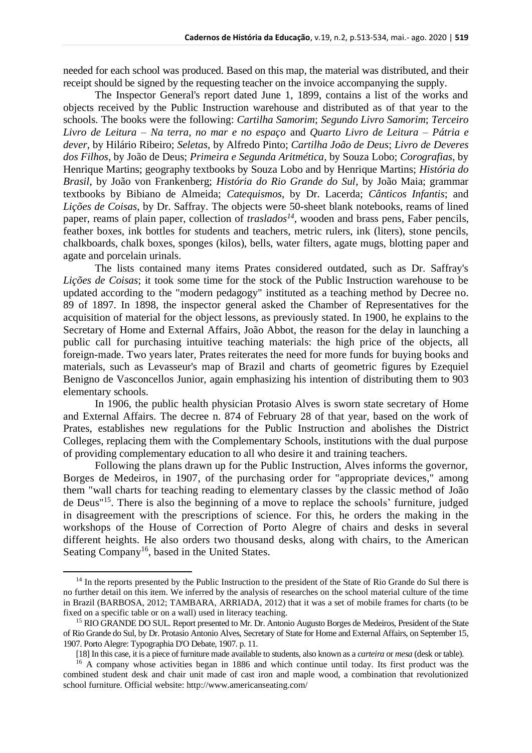needed for each school was produced. Based on this map, the material was distributed, and their receipt should be signed by the requesting teacher on the invoice accompanying the supply.

The Inspector General's report dated June 1, 1899, contains a list of the works and objects received by the Public Instruction warehouse and distributed as of that year to the schools. The books were the following: *Cartilha Samorim*; *Segundo Livro Samorim*; *Terceiro Livro de Leitura – Na terra, no mar e no espaço* and *Quarto Livro de Leitura – Pátria e dever*, by Hilário Ribeiro; *Seletas*, by Alfredo Pinto; *Cartilha João de Deus*; *Livro de Deveres dos Filhos*, by João de Deus; *Primeira e Segunda Aritmética*, by Souza Lobo; *Corografias*, by Henrique Martins; geography textbooks by Souza Lobo and by Henrique Martins; *História do Brasil*, by João von Frankenberg; *História do Rio Grande do Sul*, by João Maia; grammar textbooks by Bibiano de Almeida; *Catequismos*, by Dr. Lacerda; *Cânticos Infantis*; and *Lições de Coisas*, by Dr. Saffray. The objects were 50-sheet blank notebooks, reams of lined paper, reams of plain paper, collection of *traslados*[14], wooden and brass pens, Faber pencils, feather boxes, ink bottles for students and teachers, metric rulers, ink (liters), stone pencils, chalkboards, chalk boxes, sponges (kilos), bells, water filters, agate mugs, blotting paper and agate and porcelain urinals.

The lists contained many items Prates considered outdated, such as Dr. Saffray's *Lições de Coisas*; it took some time for the stock of the Public Instruction warehouse to be updated according to the "modern pedagogy" instituted as a teaching method by Decree no. 89 of 1897. In 1898, the inspector general asked the Chamber of Representatives for the acquisition of material for the object lessons, as previously stated. In 1900, he explains to the Secretary of Home and External Affairs, João Abbot, the reason for the delay in launching a public call for purchasing intuitive teaching materials: the high price of the objects, all foreign-made. Two years later, Prates reiterates the need for more funds for buying books and materials, such as Levasseur's map of Brazil and charts of geometric figures by Ezequiel Benigno de Vasconcellos Junior, again emphasizing his intention of distributing them to 903 elementary schools.

In 1906, the public health physician Protasio Alves is sworn state secretary of Home and External Affairs. The decree n. 874 of February 28 of that year, based on the work of Prates, establishes new regulations for the Public Instruction and abolishes the District Colleges, replacing them with the Complementary Schools, institutions with the dual purpose of providing complementary education to all who desire it and training teachers.

Following the plans drawn up for the Public Instruction, Alves informs the governor, Borges de Medeiros, in 1907, of the purchasing order for "appropriate devices," among them "wall charts for teaching reading to elementary classes by the classic method of João de Deus"[15]. There is also the beginning of a move to replace the schools' furniture, judged in disagreement with the prescriptions of science. For this, he orders the making in the workshops of the House of Correction of Porto Alegre of chairs and desks in several different heights. He also orders two thousand desks, along with chairs, to the American Seating Company[16], based in the United States.

---

[14] In the reports presented by the Public Instruction to the president of the State of Rio Grande do Sul there is no further detail on this item. We inferred by the analysis of researches on the school material culture of the time in Brazil (BARBOSA, 2012; TAMBARA, ARRIADA, 2012) that it was a set of mobile frames for charts (to be fixed on a specific table or on a wall) used in literacy teaching.

[15] RIO GRANDE DO SUL. Report presented to Mr. Dr. Antonio Augusto Borges de Medeiros, President of the State of Rio Grande do Sul, by Dr. Protasio Antonio Alves, Secretary of State for Home and External Affairs, on September 15, 1907. Porto Alegre: Typographia D'O Debate, 1907. p. 11.

[18] In this case, it is a piece of furniture made available to students, also known as a *carteira* or *mesa* (desk or table).

[16] A company whose activities began in 1886 and which continue until today. Its first product was the combined student desk and chair unit made of cast iron and maple wood, a combination that revolutionized school furniture. Official website: http://www.americanseating.com/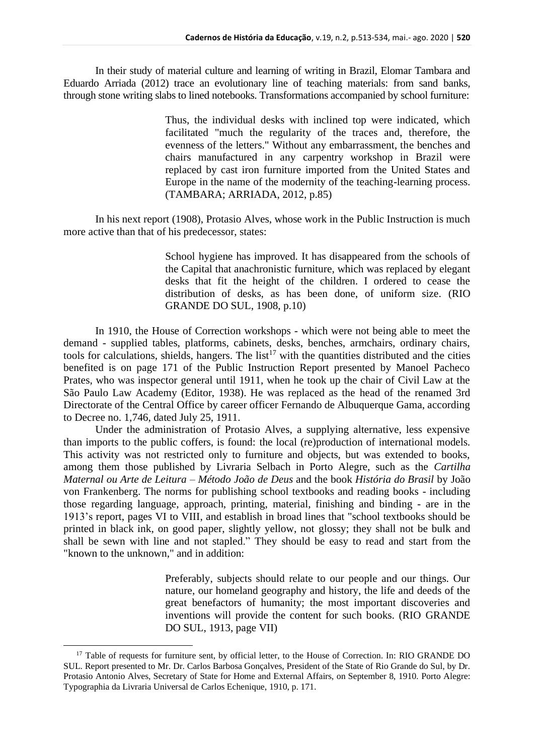In their study of material culture and learning of writing in Brazil, Elomar Tambara and Eduardo Arriada (2012) trace an evolutionary line of teaching materials: from sand banks, through stone writing slabs to lined notebooks. Transformations accompanied by school furniture:

> Thus, the individual desks with inclined top were indicated, which facilitated "much the regularity of the traces and, therefore, the evenness of the letters." Without any embarrassment, the benches and chairs manufactured in any carpentry workshop in Brazil were replaced by cast iron furniture imported from the United States and Europe in the name of the modernity of the teaching-learning process. (TAMBARA; ARRIADA, 2012, p.85)

In his next report (1908), Protasio Alves, whose work in the Public Instruction is much more active than that of his predecessor, states:

> School hygiene has improved. It has disappeared from the schools of the Capital that anachronistic furniture, which was replaced by elegant desks that fit the height of the children. I ordered to cease the distribution of desks, as has been done, of uniform size. (RIO GRANDE DO SUL, 1908, p.10)

In 1910, the House of Correction workshops - which were not being able to meet the demand - supplied tables, platforms, cabinets, desks, benches, armchairs, ordinary chairs, tools for calculations, shields, hangers. The list[17] with the quantities distributed and the cities benefited is on page 171 of the Public Instruction Report presented by Manoel Pacheco Prates, who was inspector general until 1911, when he took up the chair of Civil Law at the São Paulo Law Academy (Editor, 1938). He was replaced as the head of the renamed 3rd Directorate of the Central Office by career officer Fernando de Albuquerque Gama, according to Decree no. 1,746, dated July 25, 1911.

Under the administration of Protasio Alves, a supplying alternative, less expensive than imports to the public coffers, is found: the local (re)production of international models. This activity was not restricted only to furniture and objects, but was extended to books, among them those published by Livraria Selbach in Porto Alegre, such as the *Cartilha Maternal ou Arte de Leitura – Método João de Deus* and the book *História do Brasil* by João von Frankenberg. The norms for publishing school textbooks and reading books - including those regarding language, approach, printing, material, finishing and binding - are in the 1913's report, pages VI to VIII, and establish in broad lines that "school textbooks should be printed in black ink, on good paper, slightly yellow, not glossy; they shall not be bulk and shall be sewn with line and not stapled." They should be easy to read and start from the "known to the unknown," and in addition:

> Preferably, subjects should relate to our people and our things. Our nature, our homeland geography and history, the life and deeds of the great benefactors of humanity; the most important discoveries and inventions will provide the content for such books. (RIO GRANDE DO SUL, 1913, page VII)

---

[17] Table of requests for furniture sent, by official letter, to the House of Correction. In: RIO GRANDE DO SUL. Report presented to Mr. Dr. Carlos Barbosa Gonçalves, President of the State of Rio Grande do Sul, by Dr. Protasio Antonio Alves, Secretary of State for Home and External Affairs, on September 8, 1910. Porto Alegre: Typographia da Livraria Universal de Carlos Echenique, 1910, p. 171.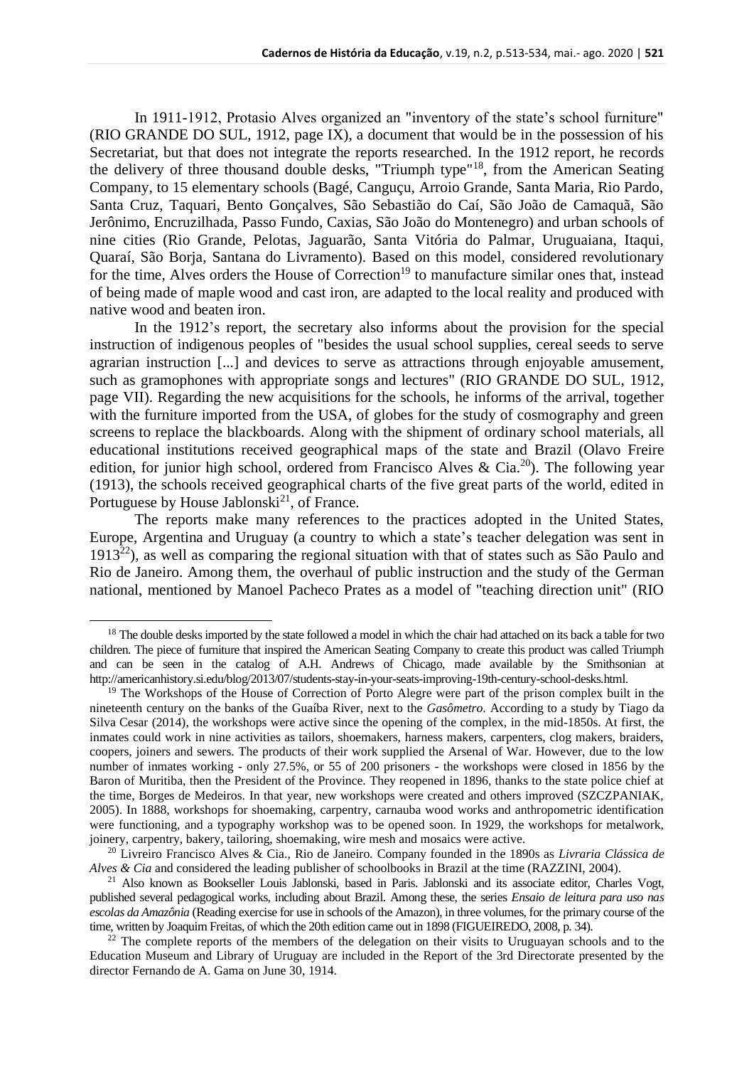In 1911-1912, Protasio Alves organized an "inventory of the state's school furniture" (RIO GRANDE DO SUL, 1912, page IX), a document that would be in the possession of his Secretariat, but that does not integrate the reports researched. In the 1912 report, he records the delivery of three thousand double desks, "Triumph type"[18], from the American Seating Company, to 15 elementary schools (Bagé, Canguçu, Arroio Grande, Santa Maria, Rio Pardo, Santa Cruz, Taquari, Bento Gonçalves, São Sebastião do Caí, São João de Camaquã, São Jerônimo, Encruzilhada, Passo Fundo, Caxias, São João do Montenegro) and urban schools of nine cities (Rio Grande, Pelotas, Jaguarão, Santa Vitória do Palmar, Uruguaiana, Itaqui, Quaraí, São Borja, Santana do Livramento). Based on this model, considered revolutionary for the time, Alves orders the House of Correction[19] to manufacture similar ones that, instead of being made of maple wood and cast iron, are adapted to the local reality and produced with native wood and beaten iron.

In the 1912's report, the secretary also informs about the provision for the special instruction of indigenous peoples of "besides the usual school supplies, cereal seeds to serve agrarian instruction [...] and devices to serve as attractions through enjoyable amusement, such as gramophones with appropriate songs and lectures" (RIO GRANDE DO SUL, 1912, page VII). Regarding the new acquisitions for the schools, he informs of the arrival, together with the furniture imported from the USA, of globes for the study of cosmography and green screens to replace the blackboards. Along with the shipment of ordinary school materials, all educational institutions received geographical maps of the state and Brazil (Olavo Freire edition, for junior high school, ordered from Francisco Alves & Cia.[20]). The following year (1913), the schools received geographical charts of the five great parts of the world, edited in Portuguese by House Jablonski[21], of France.

The reports make many references to the practices adopted in the United States, Europe, Argentina and Uruguay (a country to which a state's teacher delegation was sent in 1913[22]), as well as comparing the regional situation with that of states such as São Paulo and Rio de Janeiro. Among them, the overhaul of public instruction and the study of the German national, mentioned by Manoel Pacheco Prates as a model of "teaching direction unit" (RIO

---

[18] The double desks imported by the state followed a model in which the chair had attached on its back a table for two children. The piece of furniture that inspired the American Seating Company to create this product was called Triumph and can be seen in the catalog of A.H. Andrews of Chicago, made available by the Smithsonian at http://americanhistory.si.edu/blog/2013/07/students-stay-in-your-seats-improving-19th-century-school-desks.html.

[19] The Workshops of the House of Correction of Porto Alegre were part of the prison complex built in the nineteenth century on the banks of the Guaíba River, next to the *Gasômetro*. According to a study by Tiago da Silva Cesar (2014), the workshops were active since the opening of the complex, in the mid-1850s. At first, the inmates could work in nine activities as tailors, shoemakers, harness makers, carpenters, clog makers, braiders, coopers, joiners and sewers. The products of their work supplied the Arsenal of War. However, due to the low number of inmates working - only 27.5%, or 55 of 200 prisoners - the workshops were closed in 1856 by the Baron of Muritiba, then the President of the Province. They reopened in 1896, thanks to the state police chief at the time, Borges de Medeiros. In that year, new workshops were created and others improved (SZCZPANIAK, 2005). In 1888, workshops for shoemaking, carpentry, carnauba wood works and anthropometric identification were functioning, and a typography workshop was to be opened soon. In 1929, the workshops for metalwork, joinery, carpentry, bakery, tailoring, shoemaking, wire mesh and mosaics were active.

[20] Livreiro Francisco Alves & Cia., Rio de Janeiro. Company founded in the 1890s as *Livraria Clássica de Alves & Cia* and considered the leading publisher of schoolbooks in Brazil at the time (RAZZINI, 2004).

[21] Also known as Bookseller Louis Jablonski, based in Paris. Jablonski and its associate editor, Charles Vogt, published several pedagogical works, including about Brazil. Among these, the series *Ensaio de leitura para uso nas escolas da Amazônia* (Reading exercise for use in schools of the Amazon), in three volumes, for the primary course of the time, written by Joaquim Freitas, of which the 20th edition came out in 1898 (FIGUEIREDO, 2008, p. 34).

[22] The complete reports of the members of the delegation on their visits to Uruguayan schools and to the Education Museum and Library of Uruguay are included in the Report of the 3rd Directorate presented by the director Fernando de A. Gama on June 30, 1914.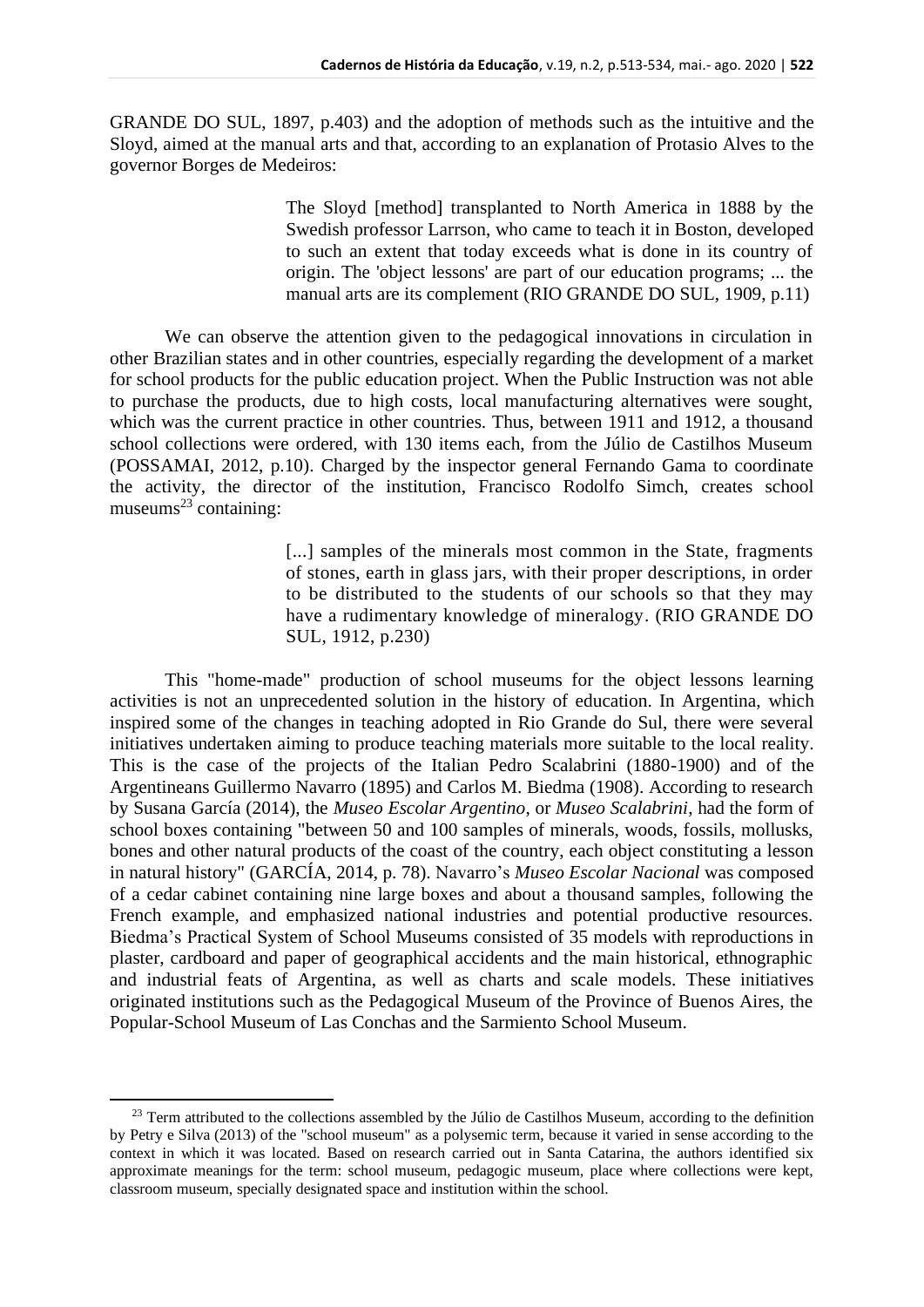GRANDE DO SUL, 1897, p.403) and the adoption of methods such as the intuitive and the Sloyd, aimed at the manual arts and that, according to an explanation of Protasio Alves to the governor Borges de Medeiros:

> The Sloyd [method] transplanted to North America in 1888 by the Swedish professor Larrson, who came to teach it in Boston, developed to such an extent that today exceeds what is done in its country of origin. The 'object lessons' are part of our education programs; ... the manual arts are its complement (RIO GRANDE DO SUL, 1909, p.11)

We can observe the attention given to the pedagogical innovations in circulation in other Brazilian states and in other countries, especially regarding the development of a market for school products for the public education project. When the Public Instruction was not able to purchase the products, due to high costs, local manufacturing alternatives were sought, which was the current practice in other countries. Thus, between 1911 and 1912, a thousand school collections were ordered, with 130 items each, from the Júlio de Castilhos Museum (POSSAMAI, 2012, p.10). Charged by the inspector general Fernando Gama to coordinate the activity, the director of the institution, Francisco Rodolfo Simch, creates school museums[23] containing:

> [...] samples of the minerals most common in the State, fragments of stones, earth in glass jars, with their proper descriptions, in order to be distributed to the students of our schools so that they may have a rudimentary knowledge of mineralogy. (RIO GRANDE DO SUL, 1912, p.230)

This "home-made" production of school museums for the object lessons learning activities is not an unprecedented solution in the history of education. In Argentina, which inspired some of the changes in teaching adopted in Rio Grande do Sul, there were several initiatives undertaken aiming to produce teaching materials more suitable to the local reality. This is the case of the projects of the Italian Pedro Scalabrini (1880-1900) and of the Argentineans Guillermo Navarro (1895) and Carlos M. Biedma (1908). According to research by Susana García (2014), the *Museo Escolar Argentino*, or *Museo Scalabrini*, had the form of school boxes containing "between 50 and 100 samples of minerals, woods, fossils, mollusks, bones and other natural products of the coast of the country, each object constituting a lesson in natural history" (GARCÍA, 2014, p. 78). Navarro's *Museo Escolar Nacional* was composed of a cedar cabinet containing nine large boxes and about a thousand samples, following the French example, and emphasized national industries and potential productive resources. Biedma's Practical System of School Museums consisted of 35 models with reproductions in plaster, cardboard and paper of geographical accidents and the main historical, ethnographic and industrial feats of Argentina, as well as charts and scale models. These initiatives originated institutions such as the Pedagogical Museum of the Province of Buenos Aires, the Popular-School Museum of Las Conchas and the Sarmiento School Museum.

[23] Term attributed to the collections assembled by the Júlio de Castilhos Museum, according to the definition by Petry e Silva (2013) of the "school museum" as a polysemic term, because it varied in sense according to the context in which it was located. Based on research carried out in Santa Catarina, the authors identified six approximate meanings for the term: school museum, pedagogic museum, place where collections were kept, classroom museum, specially designated space and institution within the school.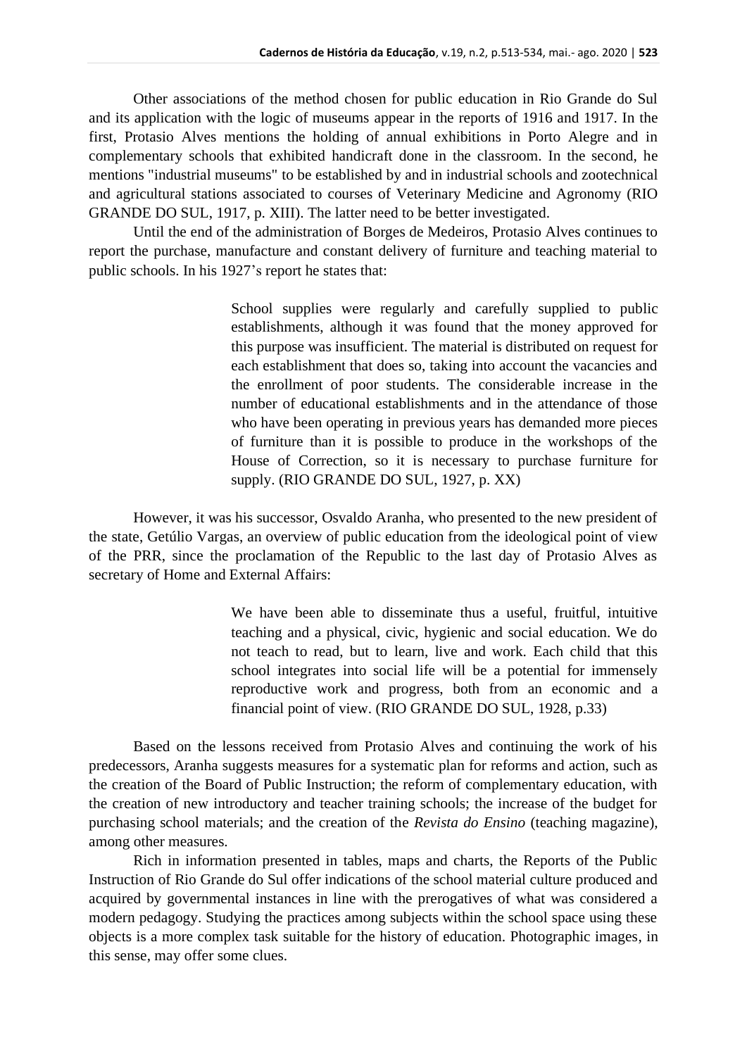Other associations of the method chosen for public education in Rio Grande do Sul and its application with the logic of museums appear in the reports of 1916 and 1917. In the first, Protasio Alves mentions the holding of annual exhibitions in Porto Alegre and in complementary schools that exhibited handicraft done in the classroom. In the second, he mentions "industrial museums" to be established by and in industrial schools and zootechnical and agricultural stations associated to courses of Veterinary Medicine and Agronomy (RIO GRANDE DO SUL, 1917, p. XIII). The latter need to be better investigated.

Until the end of the administration of Borges de Medeiros, Protasio Alves continues to report the purchase, manufacture and constant delivery of furniture and teaching material to public schools. In his 1927's report he states that:

> School supplies were regularly and carefully supplied to public establishments, although it was found that the money approved for this purpose was insufficient. The material is distributed on request for each establishment that does so, taking into account the vacancies and the enrollment of poor students. The considerable increase in the number of educational establishments and in the attendance of those who have been operating in previous years has demanded more pieces of furniture than it is possible to produce in the workshops of the House of Correction, so it is necessary to purchase furniture for supply. (RIO GRANDE DO SUL, 1927, p. XX)

However, it was his successor, Osvaldo Aranha, who presented to the new president of the state, Getúlio Vargas, an overview of public education from the ideological point of view of the PRR, since the proclamation of the Republic to the last day of Protasio Alves as secretary of Home and External Affairs:

> We have been able to disseminate thus a useful, fruitful, intuitive teaching and a physical, civic, hygienic and social education. We do not teach to read, but to learn, live and work. Each child that this school integrates into social life will be a potential for immensely reproductive work and progress, both from an economic and a financial point of view. (RIO GRANDE DO SUL, 1928, p.33)

Based on the lessons received from Protasio Alves and continuing the work of his predecessors, Aranha suggests measures for a systematic plan for reforms and action, such as the creation of the Board of Public Instruction; the reform of complementary education, with the creation of new introductory and teacher training schools; the increase of the budget for purchasing school materials; and the creation of the *Revista do Ensino* (teaching magazine), among other measures.

Rich in information presented in tables, maps and charts, the Reports of the Public Instruction of Rio Grande do Sul offer indications of the school material culture produced and acquired by governmental instances in line with the prerogatives of what was considered a modern pedagogy. Studying the practices among subjects within the school space using these objects is a more complex task suitable for the history of education. Photographic images, in this sense, may offer some clues.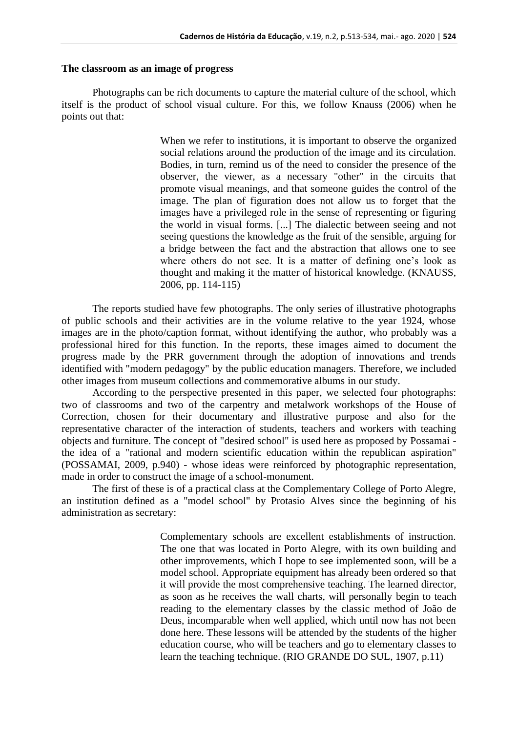**The classroom as an image of progress**

Photographs can be rich documents to capture the material culture of the school, which itself is the product of school visual culture. For this, we follow Knauss (2006) when he points out that:

> When we refer to institutions, it is important to observe the organized social relations around the production of the image and its circulation. Bodies, in turn, remind us of the need to consider the presence of the observer, the viewer, as a necessary "other" in the circuits that promote visual meanings, and that someone guides the control of the image. The plan of figuration does not allow us to forget that the images have a privileged role in the sense of representing or figuring the world in visual forms. [...] The dialectic between seeing and not seeing questions the knowledge as the fruit of the sensible, arguing for a bridge between the fact and the abstraction that allows one to see where others do not see. It is a matter of defining one's look as thought and making it the matter of historical knowledge. (KNAUSS, 2006, pp. 114-115)

The reports studied have few photographs. The only series of illustrative photographs of public schools and their activities are in the volume relative to the year 1924, whose images are in the photo/caption format, without identifying the author, who probably was a professional hired for this function. In the reports, these images aimed to document the progress made by the PRR government through the adoption of innovations and trends identified with "modern pedagogy" by the public education managers. Therefore, we included other images from museum collections and commemorative albums in our study.

According to the perspective presented in this paper, we selected four photographs: two of classrooms and two of the carpentry and metalwork workshops of the House of Correction, chosen for their documentary and illustrative purpose and also for the representative character of the interaction of students, teachers and workers with teaching objects and furniture. The concept of "desired school" is used here as proposed by Possamai - the idea of a "rational and modern scientific education within the republican aspiration" (POSSAMAI, 2009, p.940) - whose ideas were reinforced by photographic representation, made in order to construct the image of a school-monument.

The first of these is of a practical class at the Complementary College of Porto Alegre, an institution defined as a "model school" by Protasio Alves since the beginning of his administration as secretary:

> Complementary schools are excellent establishments of instruction. The one that was located in Porto Alegre, with its own building and other improvements, which I hope to see implemented soon, will be a model school. Appropriate equipment has already been ordered so that it will provide the most comprehensive teaching. The learned director, as soon as he receives the wall charts, will personally begin to teach reading to the elementary classes by the classic method of João de Deus, incomparable when well applied, which until now has not been done here. These lessons will be attended by the students of the higher education course, who will be teachers and go to elementary classes to learn the teaching technique. (RIO GRANDE DO SUL, 1907, p.11)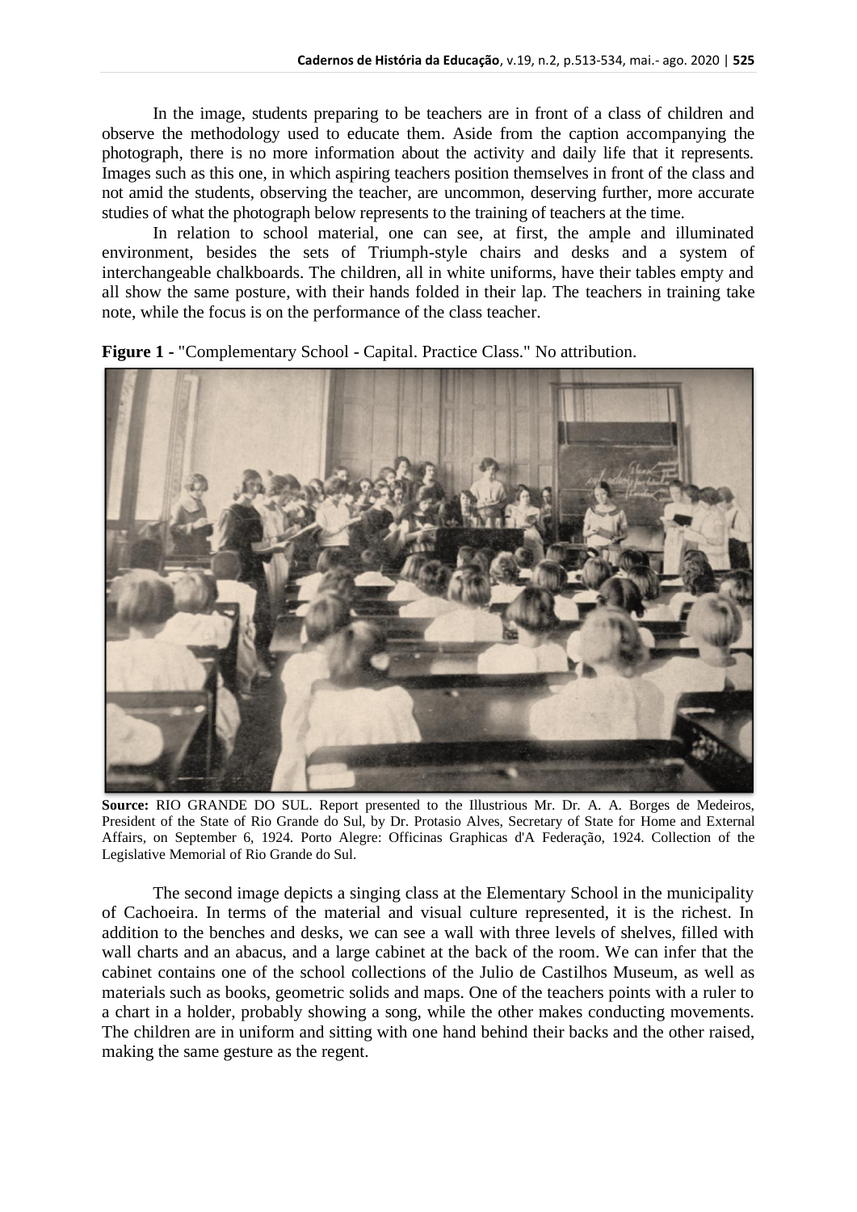In the image, students preparing to be teachers are in front of a class of children and observe the methodology used to educate them. Aside from the caption accompanying the photograph, there is no more information about the activity and daily life that it represents. Images such as this one, in which aspiring teachers position themselves in front of the class and not amid the students, observing the teacher, are uncommon, deserving further, more accurate studies of what the photograph below represents to the training of teachers at the time.

In relation to school material, one can see, at first, the ample and illuminated environment, besides the sets of Triumph-style chairs and desks and a system of interchangeable chalkboards. The children, all in white uniforms, have their tables empty and all show the same posture, with their hands folded in their lap. The teachers in training take note, while the focus is on the performance of the class teacher.

**Figure 1 -** "Complementary School - Capital. Practice Class." No attribution.

**Source:** RIO GRANDE DO SUL. Report presented to the Illustrious Mr. Dr. A. A. Borges de Medeiros, President of the State of Rio Grande do Sul, by Dr. Protasio Alves, Secretary of State for Home and External Affairs, on September 6, 1924. Porto Alegre: Officinas Graphicas d'A Federação, 1924. Collection of the Legislative Memorial of Rio Grande do Sul.

The second image depicts a singing class at the Elementary School in the municipality of Cachoeira. In terms of the material and visual culture represented, it is the richest. In addition to the benches and desks, we can see a wall with three levels of shelves, filled with wall charts and an abacus, and a large cabinet at the back of the room. We can infer that the cabinet contains one of the school collections of the Julio de Castilhos Museum, as well as materials such as books, geometric solids and maps. One of the teachers points with a ruler to a chart in a holder, probably showing a song, while the other makes conducting movements. The children are in uniform and sitting with one hand behind their backs and the other raised, making the same gesture as the regent.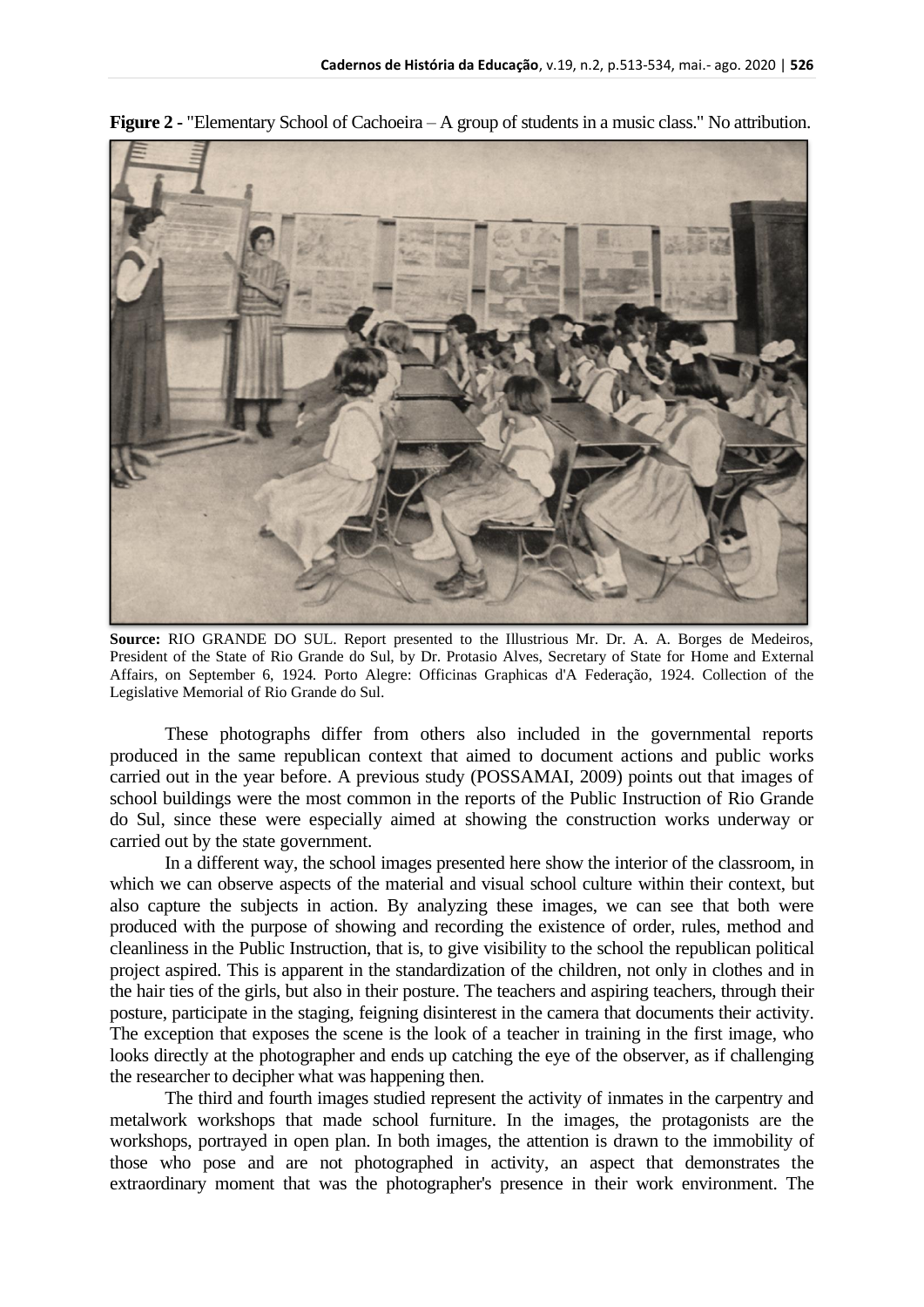**Figure 2 -** "Elementary School of Cachoeira – A group of students in a music class." No attribution.

**Source:** RIO GRANDE DO SUL. Report presented to the Illustrious Mr. Dr. A. A. Borges de Medeiros, President of the State of Rio Grande do Sul, by Dr. Protasio Alves, Secretary of State for Home and External Affairs, on September 6, 1924. Porto Alegre: Officinas Graphicas d'A Federação, 1924. Collection of the Legislative Memorial of Rio Grande do Sul.

These photographs differ from others also included in the governmental reports produced in the same republican context that aimed to document actions and public works carried out in the year before. A previous study (POSSAMAI, 2009) points out that images of school buildings were the most common in the reports of the Public Instruction of Rio Grande do Sul, since these were especially aimed at showing the construction works underway or carried out by the state government.

In a different way, the school images presented here show the interior of the classroom, in which we can observe aspects of the material and visual school culture within their context, but also capture the subjects in action. By analyzing these images, we can see that both were produced with the purpose of showing and recording the existence of order, rules, method and cleanliness in the Public Instruction, that is, to give visibility to the school the republican political project aspired. This is apparent in the standardization of the children, not only in clothes and in the hair ties of the girls, but also in their posture. The teachers and aspiring teachers, through their posture, participate in the staging, feigning disinterest in the camera that documents their activity. The exception that exposes the scene is the look of a teacher in training in the first image, who looks directly at the photographer and ends up catching the eye of the observer, as if challenging the researcher to decipher what was happening then.

The third and fourth images studied represent the activity of inmates in the carpentry and metalwork workshops that made school furniture. In the images, the protagonists are the workshops, portrayed in open plan. In both images, the attention is drawn to the immobility of those who pose and are not photographed in activity, an aspect that demonstrates the extraordinary moment that was the photographer's presence in their work environment. The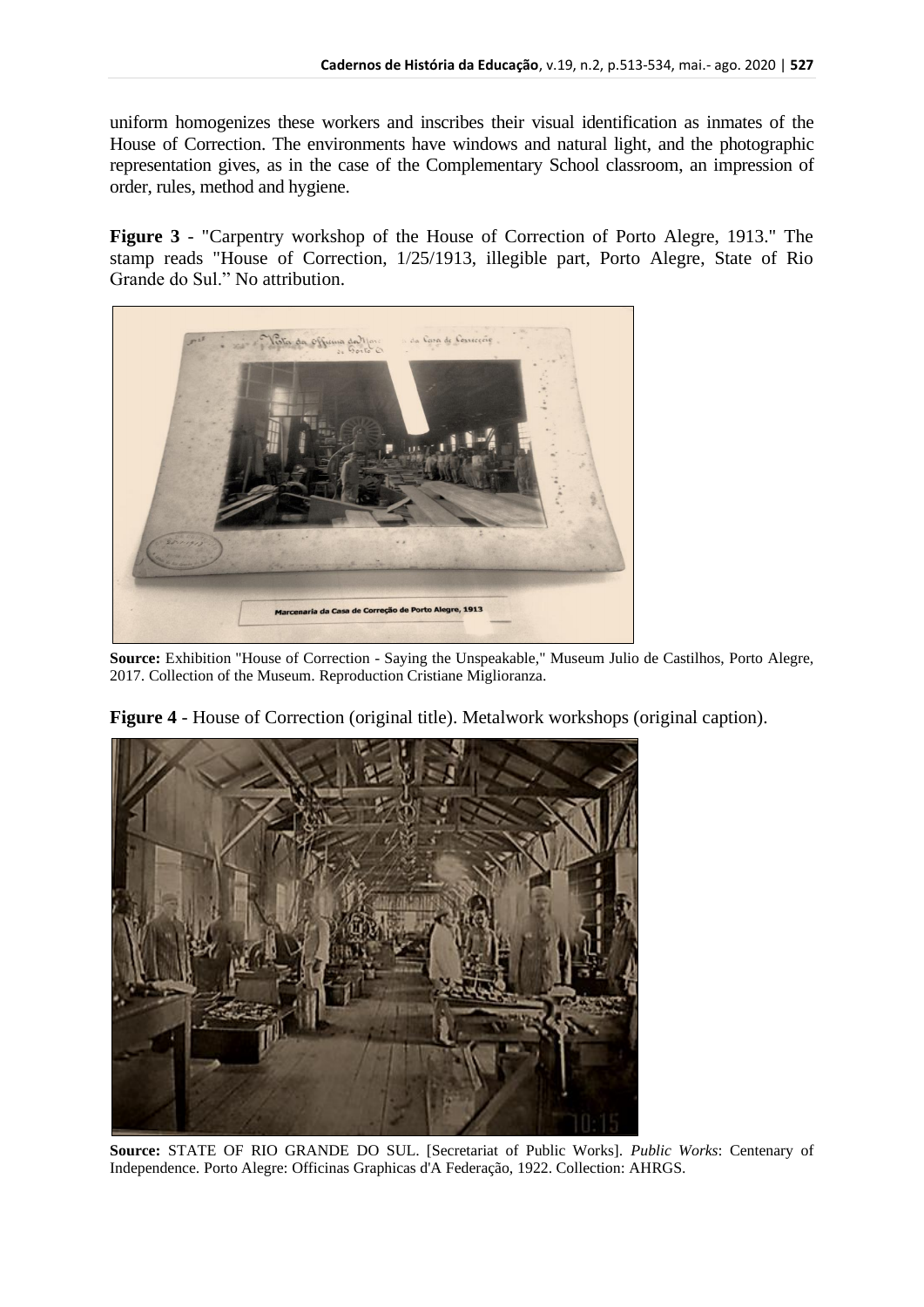uniform homogenizes these workers and inscribes their visual identification as inmates of the House of Correction. The environments have windows and natural light, and the photographic representation gives, as in the case of the Complementary School classroom, an impression of order, rules, method and hygiene.

**Figure 3** - "Carpentry workshop of the House of Correction of Porto Alegre, 1913." The stamp reads "House of Correction, 1/25/1913, illegible part, Porto Alegre, State of Rio Grande do Sul." No attribution.

**Source:** Exhibition "House of Correction - Saying the Unspeakable," Museum Julio de Castilhos, Porto Alegre, 2017. Collection of the Museum. Reproduction Cristiane Miglioranza.

**Figure 4** - House of Correction (original title). Metalwork workshops (original caption).

**Source:** STATE OF RIO GRANDE DO SUL. [Secretariat of Public Works]. *Public Works*: Centenary of Independence. Porto Alegre: Officinas Graphicas d'A Federação, 1922. Collection: AHRGS.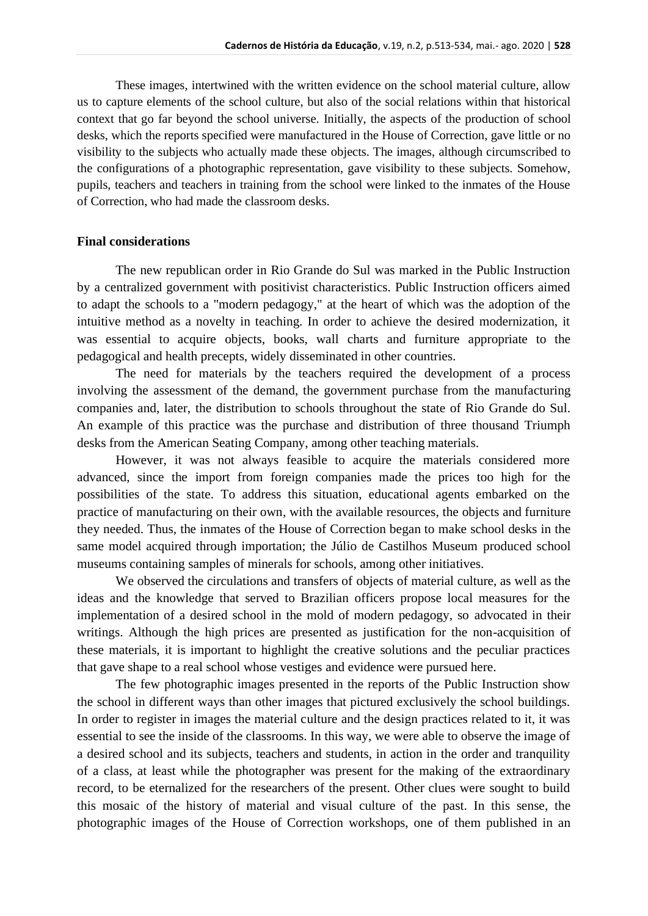These images, intertwined with the written evidence on the school material culture, allow us to capture elements of the school culture, but also of the social relations within that historical context that go far beyond the school universe. Initially, the aspects of the production of school desks, which the reports specified were manufactured in the House of Correction, gave little or no visibility to the subjects who actually made these objects. The images, although circumscribed to the configurations of a photographic representation, gave visibility to these subjects. Somehow, pupils, teachers and teachers in training from the school were linked to the inmates of the House of Correction, who had made the classroom desks.

## Final considerations

The new republican order in Rio Grande do Sul was marked in the Public Instruction by a centralized government with positivist characteristics. Public Instruction officers aimed to adapt the schools to a "modern pedagogy," at the heart of which was the adoption of the intuitive method as a novelty in teaching. In order to achieve the desired modernization, it was essential to acquire objects, books, wall charts and furniture appropriate to the pedagogical and health precepts, widely disseminated in other countries.

The need for materials by the teachers required the development of a process involving the assessment of the demand, the government purchase from the manufacturing companies and, later, the distribution to schools throughout the state of Rio Grande do Sul. An example of this practice was the purchase and distribution of three thousand Triumph desks from the American Seating Company, among other teaching materials.

However, it was not always feasible to acquire the materials considered more advanced, since the import from foreign companies made the prices too high for the possibilities of the state. To address this situation, educational agents embarked on the practice of manufacturing on their own, with the available resources, the objects and furniture they needed. Thus, the inmates of the House of Correction began to make school desks in the same model acquired through importation; the Júlio de Castilhos Museum produced school museums containing samples of minerals for schools, among other initiatives.

We observed the circulations and transfers of objects of material culture, as well as the ideas and the knowledge that served to Brazilian officers propose local measures for the implementation of a desired school in the mold of modern pedagogy, so advocated in their writings. Although the high prices are presented as justification for the non-acquisition of these materials, it is important to highlight the creative solutions and the peculiar practices that gave shape to a real school whose vestiges and evidence were pursued here.

The few photographic images presented in the reports of the Public Instruction show the school in different ways than other images that pictured exclusively the school buildings. In order to register in images the material culture and the design practices related to it, it was essential to see the inside of the classrooms. In this way, we were able to observe the image of a desired school and its subjects, teachers and students, in action in the order and tranquility of a class, at least while the photographer was present for the making of the extraordinary record, to be eternalized for the researchers of the present. Other clues were sought to build this mosaic of the history of material and visual culture of the past. In this sense, the photographic images of the House of Correction workshops, one of them published in an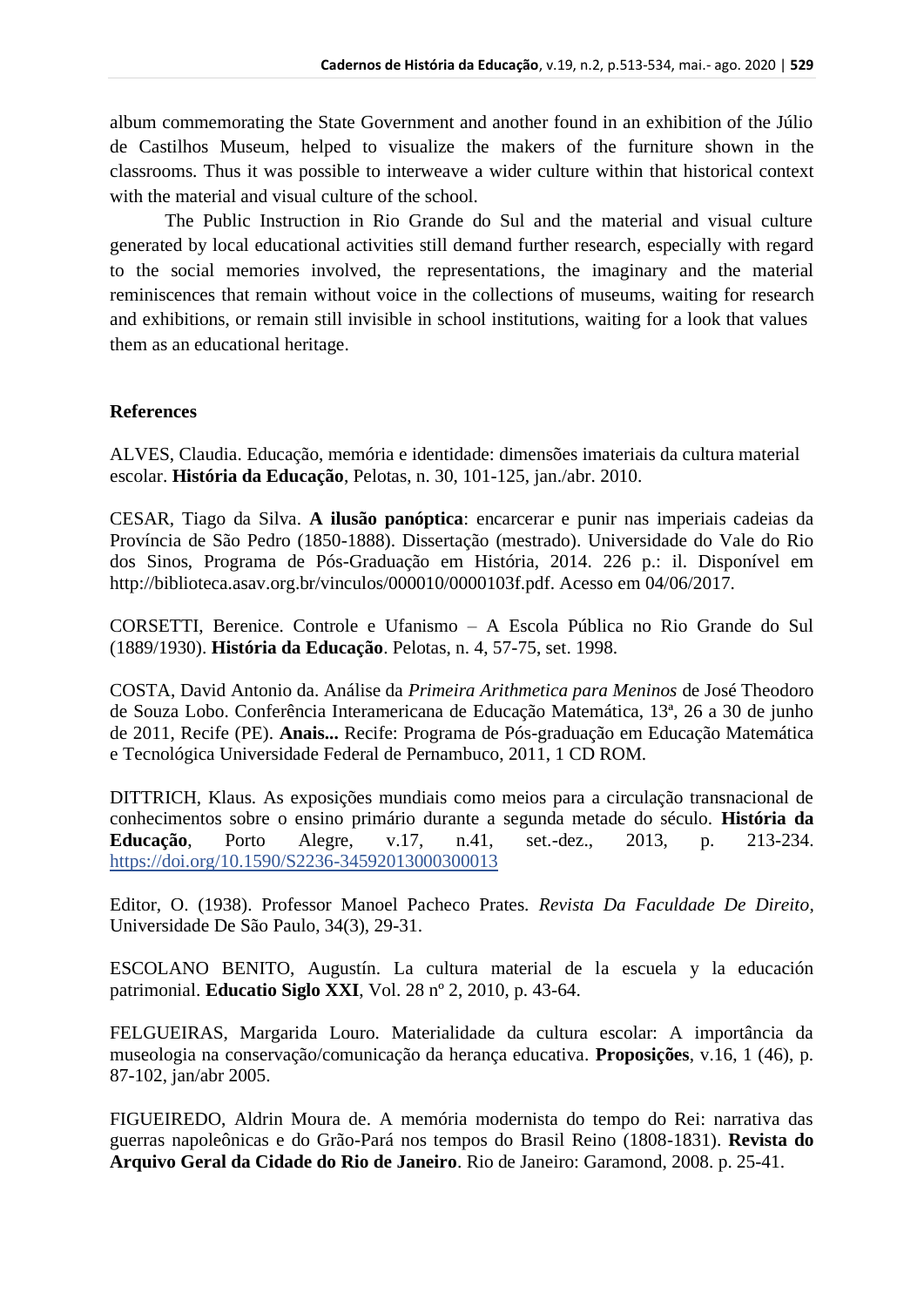album commemorating the State Government and another found in an exhibition of the Júlio de Castilhos Museum, helped to visualize the makers of the furniture shown in the classrooms. Thus it was possible to interweave a wider culture within that historical context with the material and visual culture of the school.

The Public Instruction in Rio Grande do Sul and the material and visual culture generated by local educational activities still demand further research, especially with regard to the social memories involved, the representations, the imaginary and the material reminiscences that remain without voice in the collections of museums, waiting for research and exhibitions, or remain still invisible in school institutions, waiting for a look that values them as an educational heritage.

## References

ALVES, Claudia. Educação, memória e identidade: dimensões imateriais da cultura material escolar. **História da Educação**, Pelotas, n. 30, 101-125, jan./abr. 2010.

CESAR, Tiago da Silva. **A ilusão panóptica**: encarcerar e punir nas imperiais cadeias da Província de São Pedro (1850-1888). Dissertação (mestrado). Universidade do Vale do Rio dos Sinos, Programa de Pós-Graduação em História, 2014. 226 p.: il. Disponível em http://biblioteca.asav.org.br/vinculos/000010/0000103f.pdf. Acesso em 04/06/2017.

CORSETTI, Berenice. Controle e Ufanismo – A Escola Pública no Rio Grande do Sul (1889/1930). **História da Educação**. Pelotas, n. 4, 57-75, set. 1998.

COSTA, David Antonio da. Análise da *Primeira Arithmetica para Meninos* de José Theodoro de Souza Lobo. Conferência Interamericana de Educação Matemática, 13ª, 26 a 30 de junho de 2011, Recife (PE). **Anais...** Recife: Programa de Pós-graduação em Educação Matemática e Tecnológica Universidade Federal de Pernambuco, 2011, 1 CD ROM.

DITTRICH, Klaus. As exposições mundiais como meios para a circulação transnacional de conhecimentos sobre o ensino primário durante a segunda metade do século. **História da Educação**, Porto Alegre, v.17, n.41, set.-dez., 2013, p. 213-234. https://doi.org/10.1590/S2236-34592013000300013

Editor, O. (1938). Professor Manoel Pacheco Prates. *Revista Da Faculdade De Direito*, Universidade De São Paulo, 34(3), 29-31.

ESCOLANO BENITO, Augustín. La cultura material de la escuela y la educación patrimonial. **Educatio Siglo XXI**, Vol. 28 nº 2, 2010, p. 43-64.

FELGUEIRAS, Margarida Louro. Materialidade da cultura escolar: A importância da museologia na conservação/comunicação da herança educativa. **Proposições**, v.16, 1 (46), p. 87-102, jan/abr 2005.

FIGUEIREDO, Aldrin Moura de. A memória modernista do tempo do Rei: narrativa das guerras napoleônicas e do Grão-Pará nos tempos do Brasil Reino (1808-1831). **Revista do Arquivo Geral da Cidade do Rio de Janeiro**. Rio de Janeiro: Garamond, 2008. p. 25-41.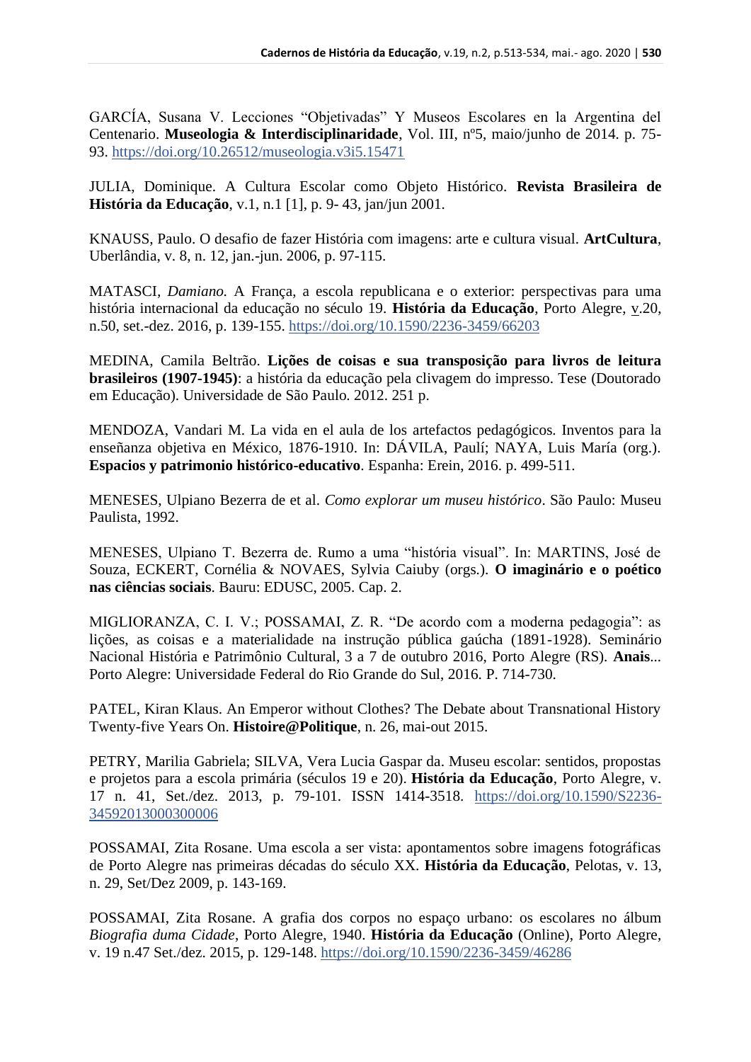GARCÍA, Susana V. Lecciones “Objetivadas” Y Museos Escolares en la Argentina del Centenario. **Museologia & Interdisciplinaridade**, Vol. III, nº5, maio/junho de 2014. p. 75-93. https://doi.org/10.26512/museologia.v3i5.15471

JULIA, Dominique. A Cultura Escolar como Objeto Histórico. **Revista Brasileira de História da Educação**, v.1, n.1 [1], p. 9- 43, jan/jun 2001.

KNAUSS, Paulo. O desafio de fazer História com imagens: arte e cultura visual. **ArtCultura**, Uberlândia, v. 8, n. 12, jan.-jun. 2006, p. 97-115.

MATASCI, *Damiano.* A França, a escola republicana e o exterior: perspectivas para uma história internacional da educação no século 19. **História da Educação**, Porto Alegre, v.20, n.50, set.-dez. 2016, p. 139-155. https://doi.org/10.1590/2236-3459/66203

MEDINA, Camila Beltrão. **Lições de coisas e sua transposição para livros de leitura brasileiros (1907-1945)**: a história da educação pela clivagem do impresso. Tese (Doutorado em Educação). Universidade de São Paulo. 2012. 251 p.

MENDOZA, Vandari M. La vida en el aula de los artefactos pedagógicos. Inventos para la enseñanza objetiva en México, 1876-1910. In: DÁVILA, Paulí; NAYA, Luis María (org.). **Espacios y patrimonio histórico-educativo**. Espanha: Erein, 2016. p. 499-511.

MENESES, Ulpiano Bezerra de et al. *Como explorar um museu histórico*. São Paulo: Museu Paulista, 1992.

MENESES, Ulpiano T. Bezerra de. Rumo a uma “história visual”. In: MARTINS, José de Souza, ECKERT, Cornélia & NOVAES, Sylvia Caiuby (orgs.). **O imaginário e o poético nas ciências sociais**. Bauru: EDUSC, 2005. Cap. 2.

MIGLIORANZA, C. I. V.; POSSAMAI, Z. R. “De acordo com a moderna pedagogia”: as lições, as coisas e a materialidade na instrução pública gaúcha (1891-1928). Seminário Nacional História e Patrimônio Cultural, 3 a 7 de outubro 2016, Porto Alegre (RS). **Anais**... Porto Alegre: Universidade Federal do Rio Grande do Sul, 2016. P. 714-730.

PATEL, Kiran Klaus. An Emperor without Clothes? The Debate about Transnational History Twenty-five Years On. **Histoire@Politique**, n. 26, mai-out 2015.

PETRY, Marilia Gabriela; SILVA, Vera Lucia Gaspar da. Museu escolar: sentidos, propostas e projetos para a escola primária (séculos 19 e 20). **História da Educação**, Porto Alegre, v. 17 n. 41, Set./dez. 2013, p. 79-101. ISSN 1414-3518. https://doi.org/10.1590/S2236-34592013000300006

POSSAMAI, Zita Rosane. Uma escola a ser vista: apontamentos sobre imagens fotográficas de Porto Alegre nas primeiras décadas do século XX. **História da Educação**, Pelotas, v. 13, n. 29, Set/Dez 2009, p. 143-169.

POSSAMAI, Zita Rosane. A grafia dos corpos no espaço urbano: os escolares no álbum *Biografia duma Cidade*, Porto Alegre, 1940. **História da Educação** (Online), Porto Alegre, v. 19 n.47 Set./dez. 2015, p. 129-148. https://doi.org/10.1590/2236-3459/46286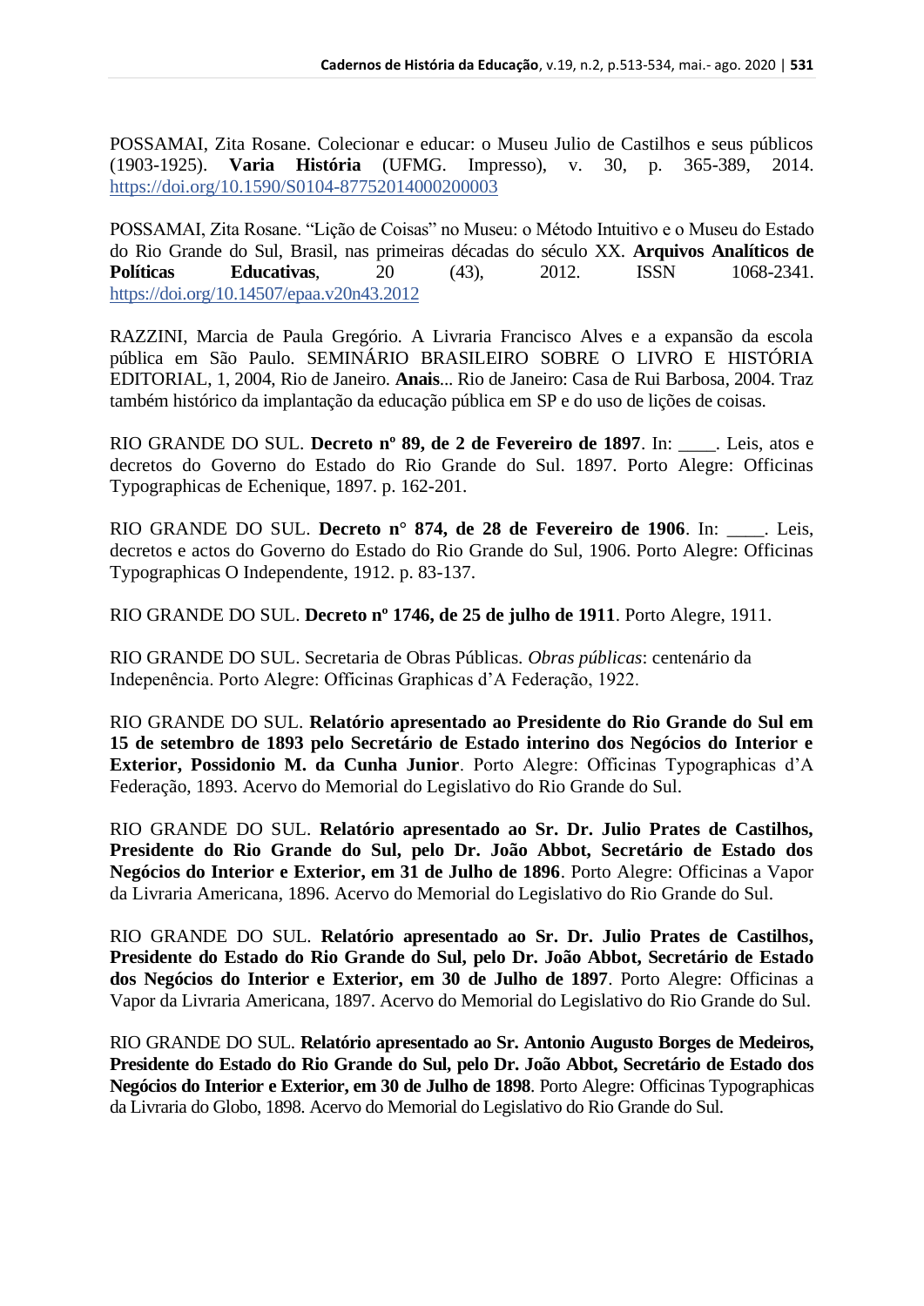POSSAMAI, Zita Rosane. Colecionar e educar: o Museu Julio de Castilhos e seus públicos (1903-1925). **Varia História** (UFMG. Impresso), v. 30, p. 365-389, 2014. https://doi.org/10.1590/S0104-87752014000200003

POSSAMAI, Zita Rosane. "Lição de Coisas" no Museu: o Método Intuitivo e o Museu do Estado do Rio Grande do Sul, Brasil, nas primeiras décadas do século XX. **Arquivos Analíticos de Políticas Educativas**, 20 (43), 2012. ISSN 1068-2341. https://doi.org/10.14507/epaa.v20n43.2012

RAZZINI, Marcia de Paula Gregório. A Livraria Francisco Alves e a expansão da escola pública em São Paulo. SEMINÁRIO BRASILEIRO SOBRE O LIVRO E HISTÓRIA EDITORIAL, 1, 2004, Rio de Janeiro. **Anais**... Rio de Janeiro: Casa de Rui Barbosa, 2004. Traz também histórico da implantação da educação pública em SP e do uso de lições de coisas.

RIO GRANDE DO SUL. **Decreto nº 89, de 2 de Fevereiro de 1897**. In: ____. Leis, atos e decretos do Governo do Estado do Rio Grande do Sul. 1897. Porto Alegre: Officinas Typographicas de Echenique, 1897. p. 162-201.

RIO GRANDE DO SUL. **Decreto n° 874, de 28 de Fevereiro de 1906**. In: ____. Leis, decretos e actos do Governo do Estado do Rio Grande do Sul, 1906. Porto Alegre: Officinas Typographicas O Independente, 1912. p. 83-137.

RIO GRANDE DO SUL. **Decreto nº 1746, de 25 de julho de 1911**. Porto Alegre, 1911.

RIO GRANDE DO SUL. Secretaria de Obras Públicas. *Obras públicas*: centenário da Indepenência. Porto Alegre: Officinas Graphicas d'A Federação, 1922.

RIO GRANDE DO SUL. **Relatório apresentado ao Presidente do Rio Grande do Sul em 15 de setembro de 1893 pelo Secretário de Estado interino dos Negócios do Interior e Exterior, Possidonio M. da Cunha Junior**. Porto Alegre: Officinas Typographicas d'A Federação, 1893. Acervo do Memorial do Legislativo do Rio Grande do Sul.

RIO GRANDE DO SUL. **Relatório apresentado ao Sr. Dr. Julio Prates de Castilhos, Presidente do Rio Grande do Sul, pelo Dr. João Abbot, Secretário de Estado dos Negócios do Interior e Exterior, em 31 de Julho de 1896**. Porto Alegre: Officinas a Vapor da Livraria Americana, 1896. Acervo do Memorial do Legislativo do Rio Grande do Sul.

RIO GRANDE DO SUL. **Relatório apresentado ao Sr. Dr. Julio Prates de Castilhos, Presidente do Estado do Rio Grande do Sul, pelo Dr. João Abbot, Secretário de Estado dos Negócios do Interior e Exterior, em 30 de Julho de 1897**. Porto Alegre: Officinas a Vapor da Livraria Americana, 1897. Acervo do Memorial do Legislativo do Rio Grande do Sul.

RIO GRANDE DO SUL. **Relatório apresentado ao Sr. Antonio Augusto Borges de Medeiros, Presidente do Estado do Rio Grande do Sul, pelo Dr. João Abbot, Secretário de Estado dos Negócios do Interior e Exterior, em 30 de Julho de 1898**. Porto Alegre: Officinas Typographicas da Livraria do Globo, 1898. Acervo do Memorial do Legislativo do Rio Grande do Sul.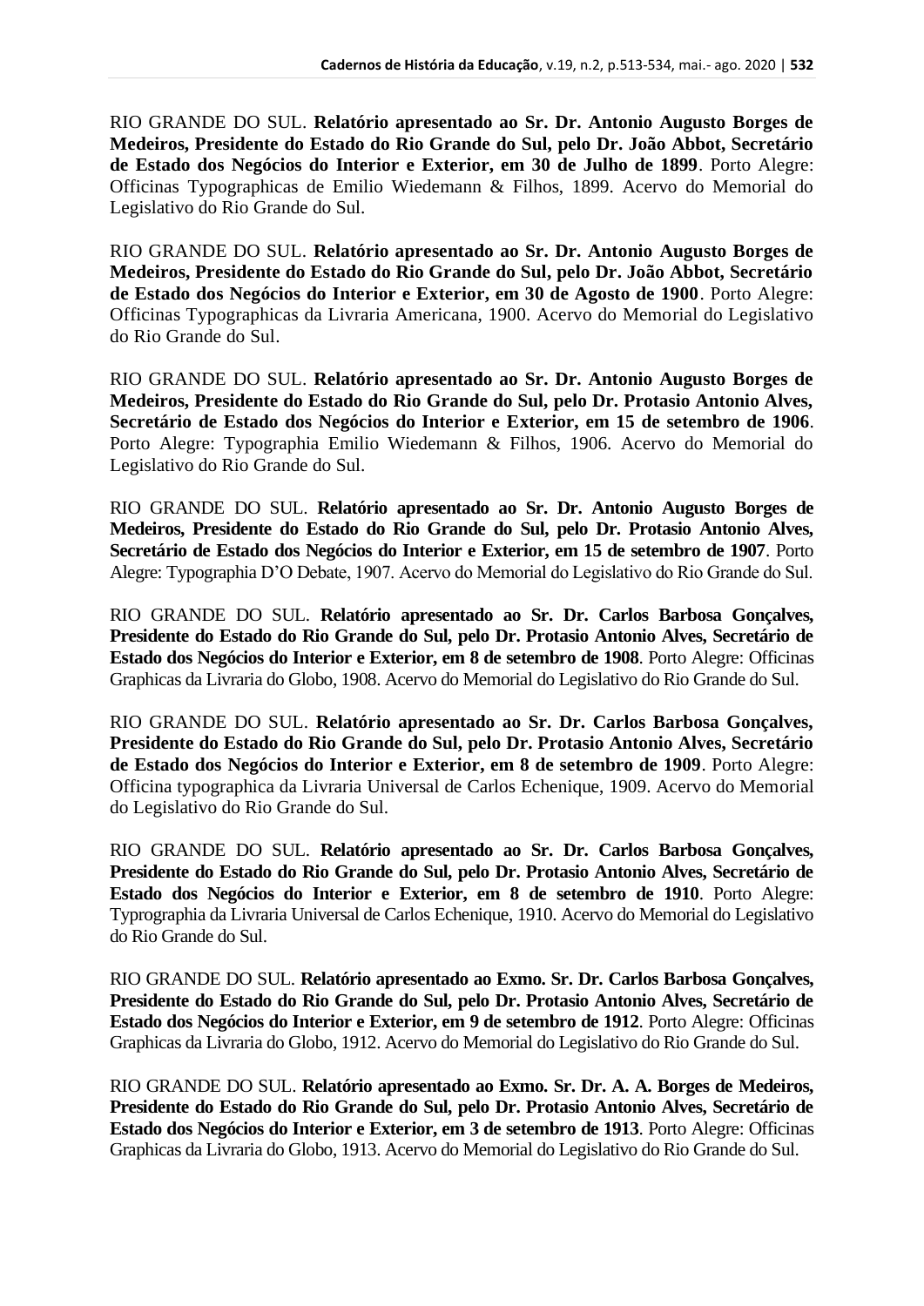RIO GRANDE DO SUL. **Relatório apresentado ao Sr. Dr. Antonio Augusto Borges de Medeiros, Presidente do Estado do Rio Grande do Sul, pelo Dr. João Abbot, Secretário de Estado dos Negócios do Interior e Exterior, em 30 de Julho de 1899**. Porto Alegre: Officinas Typographicas de Emilio Wiedemann & Filhos, 1899. Acervo do Memorial do Legislativo do Rio Grande do Sul.

RIO GRANDE DO SUL. **Relatório apresentado ao Sr. Dr. Antonio Augusto Borges de Medeiros, Presidente do Estado do Rio Grande do Sul, pelo Dr. João Abbot, Secretário de Estado dos Negócios do Interior e Exterior, em 30 de Agosto de 1900**. Porto Alegre: Officinas Typographicas da Livraria Americana, 1900. Acervo do Memorial do Legislativo do Rio Grande do Sul.

RIO GRANDE DO SUL. **Relatório apresentado ao Sr. Dr. Antonio Augusto Borges de Medeiros, Presidente do Estado do Rio Grande do Sul, pelo Dr. Protasio Antonio Alves, Secretário de Estado dos Negócios do Interior e Exterior, em 15 de setembro de 1906**. Porto Alegre: Typographia Emilio Wiedemann & Filhos, 1906. Acervo do Memorial do Legislativo do Rio Grande do Sul.

RIO GRANDE DO SUL. **Relatório apresentado ao Sr. Dr. Antonio Augusto Borges de Medeiros, Presidente do Estado do Rio Grande do Sul, pelo Dr. Protasio Antonio Alves, Secretário de Estado dos Negócios do Interior e Exterior, em 15 de setembro de 1907**. Porto Alegre: Typographia D'O Debate, 1907. Acervo do Memorial do Legislativo do Rio Grande do Sul.

RIO GRANDE DO SUL. **Relatório apresentado ao Sr. Dr. Carlos Barbosa Gonçalves, Presidente do Estado do Rio Grande do Sul, pelo Dr. Protasio Antonio Alves, Secretário de Estado dos Negócios do Interior e Exterior, em 8 de setembro de 1908**. Porto Alegre: Officinas Graphicas da Livraria do Globo, 1908. Acervo do Memorial do Legislativo do Rio Grande do Sul.

RIO GRANDE DO SUL. **Relatório apresentado ao Sr. Dr. Carlos Barbosa Gonçalves, Presidente do Estado do Rio Grande do Sul, pelo Dr. Protasio Antonio Alves, Secretário de Estado dos Negócios do Interior e Exterior, em 8 de setembro de 1909**. Porto Alegre: Officina typographica da Livraria Universal de Carlos Echenique, 1909. Acervo do Memorial do Legislativo do Rio Grande do Sul.

RIO GRANDE DO SUL. **Relatório apresentado ao Sr. Dr. Carlos Barbosa Gonçalves, Presidente do Estado do Rio Grande do Sul, pelo Dr. Protasio Antonio Alves, Secretário de Estado dos Negócios do Interior e Exterior, em 8 de setembro de 1910**. Porto Alegre: Typrographia da Livraria Universal de Carlos Echenique, 1910. Acervo do Memorial do Legislativo do Rio Grande do Sul.

RIO GRANDE DO SUL. **Relatório apresentado ao Exmo. Sr. Dr. Carlos Barbosa Gonçalves, Presidente do Estado do Rio Grande do Sul, pelo Dr. Protasio Antonio Alves, Secretário de Estado dos Negócios do Interior e Exterior, em 9 de setembro de 1912**. Porto Alegre: Officinas Graphicas da Livraria do Globo, 1912. Acervo do Memorial do Legislativo do Rio Grande do Sul.

RIO GRANDE DO SUL. **Relatório apresentado ao Exmo. Sr. Dr. A. A. Borges de Medeiros, Presidente do Estado do Rio Grande do Sul, pelo Dr. Protasio Antonio Alves, Secretário de Estado dos Negócios do Interior e Exterior, em 3 de setembro de 1913**. Porto Alegre: Officinas Graphicas da Livraria do Globo, 1913. Acervo do Memorial do Legislativo do Rio Grande do Sul.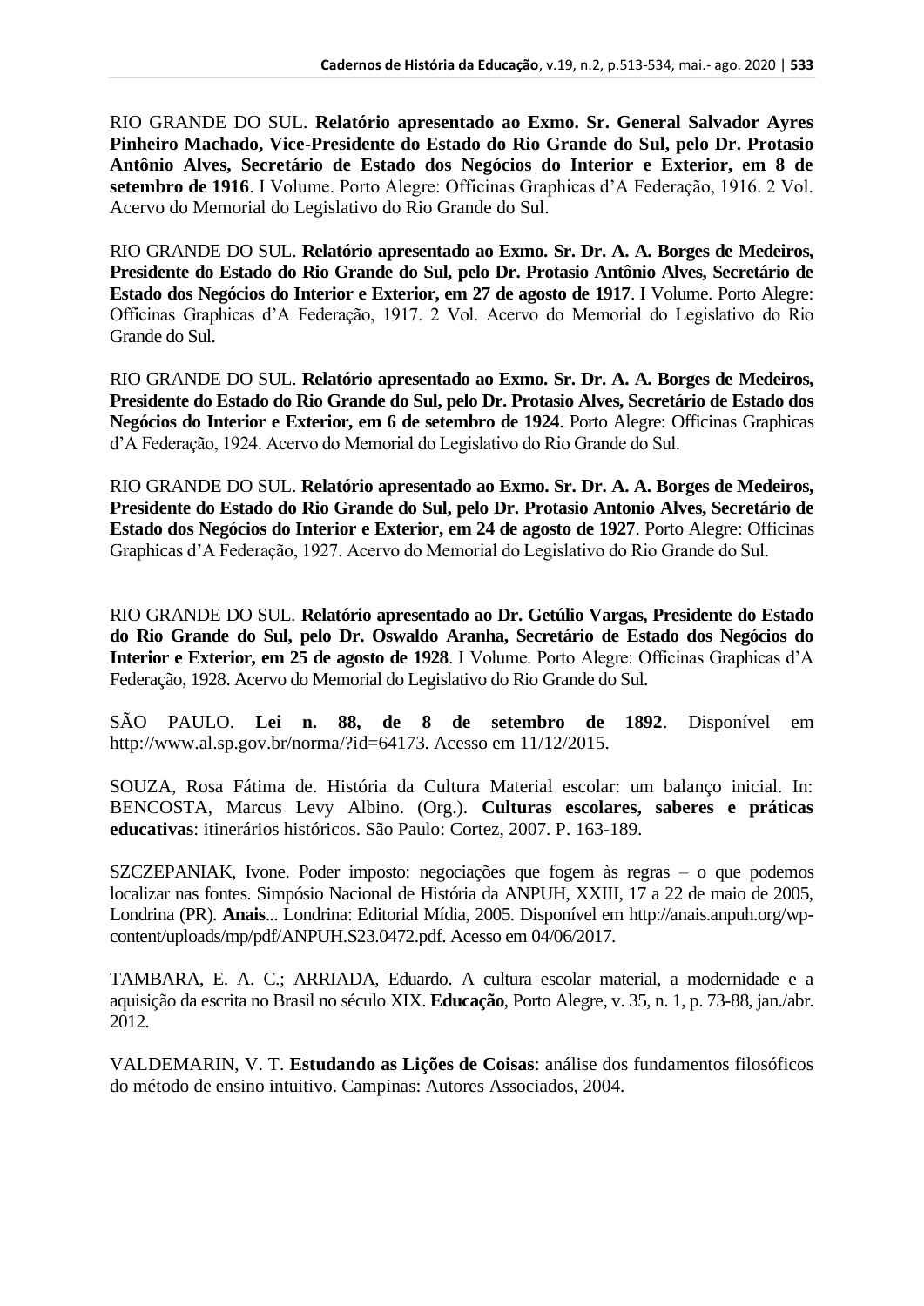RIO GRANDE DO SUL. **Relatório apresentado ao Exmo. Sr. General Salvador Ayres Pinheiro Machado, Vice-Presidente do Estado do Rio Grande do Sul, pelo Dr. Protasio Antônio Alves, Secretário de Estado dos Negócios do Interior e Exterior, em 8 de setembro de 1916**. I Volume. Porto Alegre: Officinas Graphicas d'A Federação, 1916. 2 Vol. Acervo do Memorial do Legislativo do Rio Grande do Sul.

RIO GRANDE DO SUL. **Relatório apresentado ao Exmo. Sr. Dr. A. A. Borges de Medeiros, Presidente do Estado do Rio Grande do Sul, pelo Dr. Protasio Antônio Alves, Secretário de Estado dos Negócios do Interior e Exterior, em 27 de agosto de 1917**. I Volume. Porto Alegre: Officinas Graphicas d'A Federação, 1917. 2 Vol. Acervo do Memorial do Legislativo do Rio Grande do Sul.

RIO GRANDE DO SUL. **Relatório apresentado ao Exmo. Sr. Dr. A. A. Borges de Medeiros, Presidente do Estado do Rio Grande do Sul, pelo Dr. Protasio Alves, Secretário de Estado dos Negócios do Interior e Exterior, em 6 de setembro de 1924**. Porto Alegre: Officinas Graphicas d'A Federação, 1924. Acervo do Memorial do Legislativo do Rio Grande do Sul.

RIO GRANDE DO SUL. **Relatório apresentado ao Exmo. Sr. Dr. A. A. Borges de Medeiros, Presidente do Estado do Rio Grande do Sul, pelo Dr. Protasio Antonio Alves, Secretário de Estado dos Negócios do Interior e Exterior, em 24 de agosto de 1927**. Porto Alegre: Officinas Graphicas d'A Federação, 1927. Acervo do Memorial do Legislativo do Rio Grande do Sul.

RIO GRANDE DO SUL. **Relatório apresentado ao Dr. Getúlio Vargas, Presidente do Estado do Rio Grande do Sul, pelo Dr. Oswaldo Aranha, Secretário de Estado dos Negócios do Interior e Exterior, em 25 de agosto de 1928**. I Volume. Porto Alegre: Officinas Graphicas d'A Federação, 1928. Acervo do Memorial do Legislativo do Rio Grande do Sul.

SÃO PAULO. **Lei n. 88, de 8 de setembro de 1892**. Disponível em http://www.al.sp.gov.br/norma/?id=64173. Acesso em 11/12/2015.

SOUZA, Rosa Fátima de. História da Cultura Material escolar: um balanço inicial. In: BENCOSTA, Marcus Levy Albino. (Org.). **Culturas escolares, saberes e práticas educativas**: itinerários históricos. São Paulo: Cortez, 2007. P. 163-189.

SZCZEPANIAK, Ivone. Poder imposto: negociações que fogem às regras – o que podemos localizar nas fontes. Simpósio Nacional de História da ANPUH, XXIII, 17 a 22 de maio de 2005, Londrina (PR). **Anais**... Londrina: Editorial Mídia, 2005. Disponível em http://anais.anpuh.org/wp-content/uploads/mp/pdf/ANPUH.S23.0472.pdf. Acesso em 04/06/2017.

TAMBARA, E. A. C.; ARRIADA, Eduardo. A cultura escolar material, a modernidade e a aquisição da escrita no Brasil no século XIX. **Educação**, Porto Alegre, v. 35, n. 1, p. 73-88, jan./abr. 2012.

VALDEMARIN, V. T. **Estudando as Lições de Coisas**: análise dos fundamentos filosóficos do método de ensino intuitivo. Campinas: Autores Associados, 2004.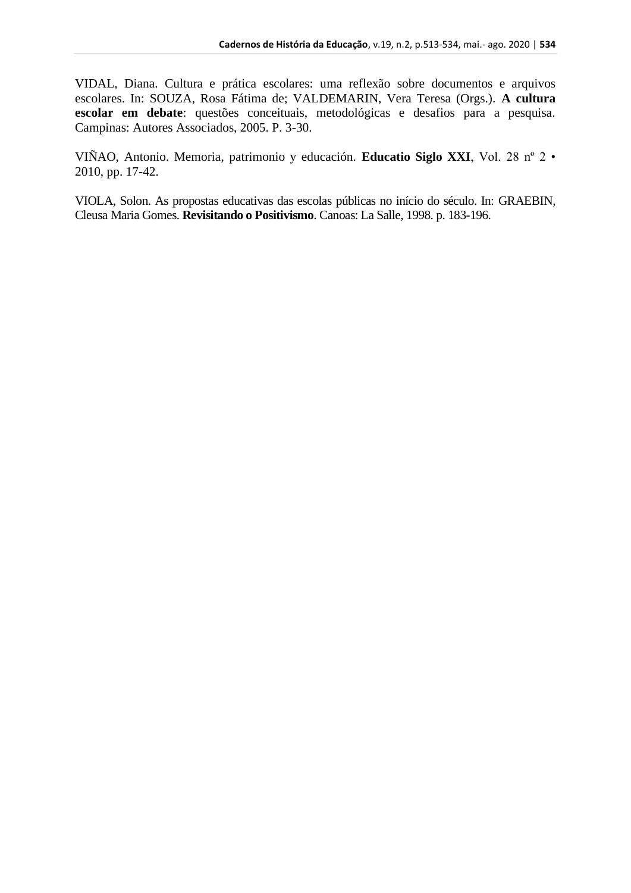VIDAL, Diana. Cultura e prática escolares: uma reflexão sobre documentos e arquivos escolares. In: SOUZA, Rosa Fátima de; VALDEMARIN, Vera Teresa (Orgs.). **A cultura escolar em debate**: questões conceituais, metodológicas e desafios para a pesquisa. Campinas: Autores Associados, 2005. P. 3-30.

VIÑAO, Antonio. Memoria, patrimonio y educación. **Educatio Siglo XXI**, Vol. 28 nº 2 • 2010, pp. 17-42.

VIOLA, Solon. As propostas educativas das escolas públicas no início do século. In: GRAEBIN, Cleusa Maria Gomes. **Revisitando o Positivismo**. Canoas: La Salle, 1998. p. 183-196.